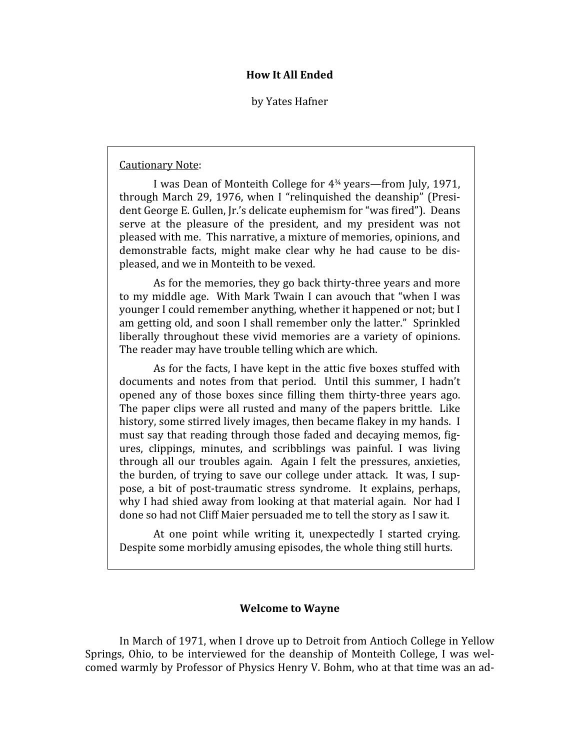# How It All Ended

by Yates Hafner

<u>Cautionary Note</u>:

I was Dean of Monteith College for 4¾ years—from July, 1971, through March 29, 1976, when I "relinquished the deanship" (President George E. Gullen, Jr.'s delicate euphemism for "was fired"). Deans serve at the pleasure of the president, and my president was not pleased with me. This narrative, a mixture of memories, opinions, and demonstrable facts, might make clear why he had cause to be displeased, and we in Monteith to be vexed.

As for the memories, they go back thirty-three years and more to my middle age. With Mark Twain I can avouch that "when I was younger I could remember anything, whether it happened or not; but I am getting old, and soon I shall remember only the latter." Sprinkled liberally throughout these vivid memories are a variety of opinions. The reader may have trouble telling which are which.

As for the facts, I have kept in the attic five boxes stuffed with documents and notes from that period. Until this summer, I hadn't opened any of those boxes since filling them thirty-three years ago. The paper clips were all rusted and many of the papers brittle. Like history, some stirred lively images, then became flakey in my hands. I must say that reading through those faded and decaying memos, figures, clippings, minutes, and scribblings was painful. I was living through all our troubles again. Again I felt the pressures, anxieties, the burden, of trying to save our college under attack. It was, I suppose, a bit of post-traumatic stress syndrome. It explains, perhaps, why I had shied away from looking at that material again. Nor had I done so had not Cliff Maier persuaded me to tell the story as I saw it.

At one point while writing it, unexpectedly I started crying. Despite some morbidly amusing episodes, the whole thing still hurts.

## Welcome to Wayne

In March of 1971, when I drove up to Detroit from Antioch College in Yellow Springs, Ohio, to be interviewed for the deanship of Monteith College, I was welcomed warmly by Professor of Physics Henry V. Bohm, who at that time was an ad-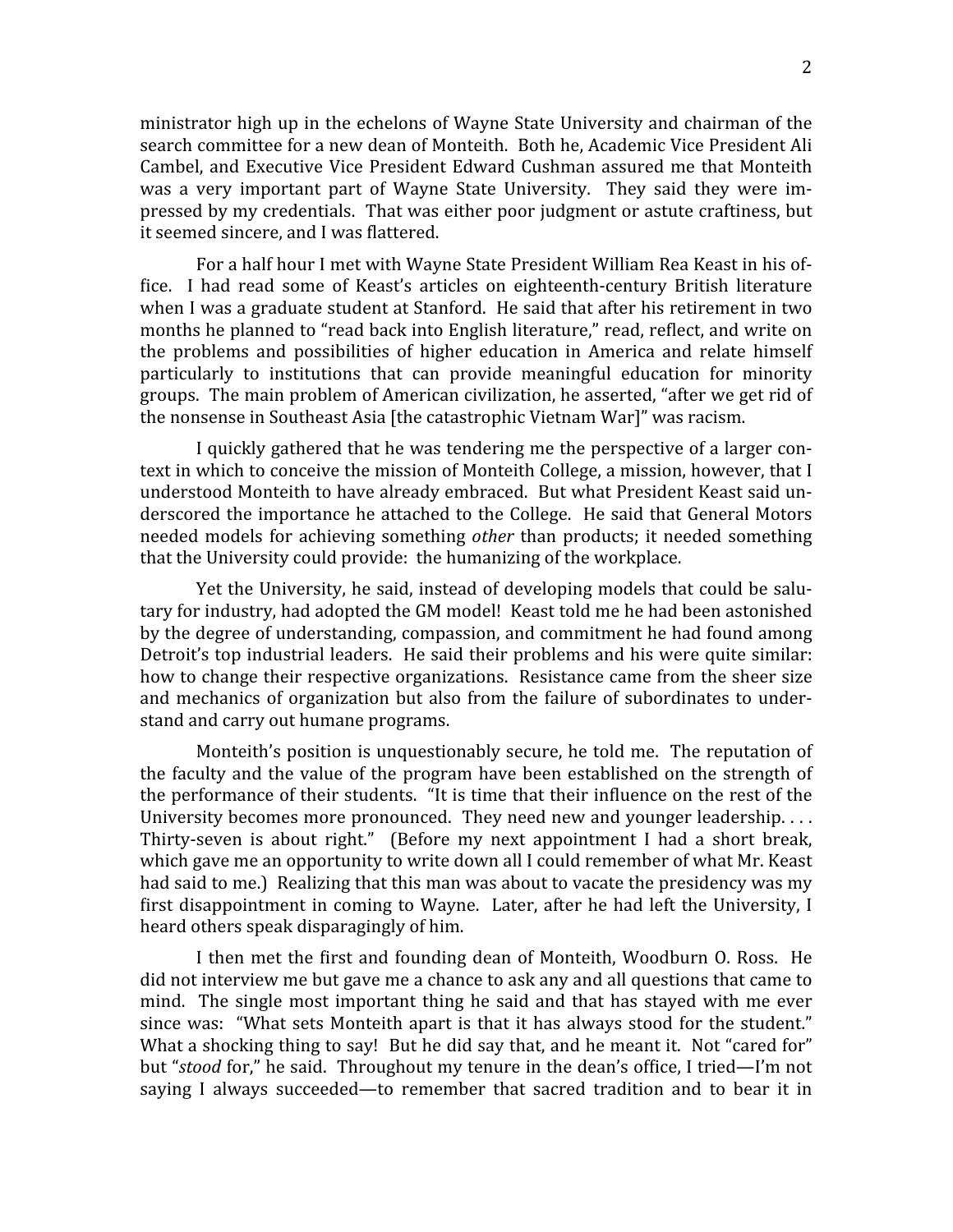ministrator high up in the echelons of Wayne State University and chairman of the search committee for a new dean of Monteith. Both he, Academic Vice President Ali Cambel, and Executive Vice President Edward Cushman assured me that Monteith was a very important part of Wayne State University. They said they were impressed by my credentials. That was either poor judgment or astute craftiness, but it seemed sincere, and I was flattered.

For a half hour I met with Wayne State President William Rea Keast in his office. I had read some of Keast's articles on eighteenth-century British literature when I was a graduate student at Stanford. He said that after his retirement in two months he planned to "read back into English literature," read, reflect, and write on the problems and possibilities of higher education in America and relate himself particularly to institutions that can provide meaningful education for minority groups. The main problem of American civilization, he asserted, "after we get rid of the nonsense in Southeast Asia [the catastrophic Vietnam War]" was racism.

I quickly gathered that he was tendering me the perspective of a larger context in which to conceive the mission of Monteith College, a mission, however, that I understood Monteith to have already embraced. But what President Keast said underscored the importance he attached to the College. He said that General Motors needed models for achieving something *other* than products; it needed something that the University could provide: the humanizing of the workplace.

Yet the University, he said, instead of developing models that could be salutary for industry, had adopted the GM model! Keast told me he had been astonished by the degree of understanding, compassion, and commitment he had found among Detroit's top industrial leaders. He said their problems and his were quite similar: how to change their respective organizations. Resistance came from the sheer size and mechanics of organization but also from the failure of subordinates to understand and carry out humane programs.

Monteith's position is unquestionably secure, he told me. The reputation of the faculty and the value of the program have been established on the strength of the performance of their students. "It is time that their influence on the rest of the University becomes more pronounced. They need new and younger leadership. . . . Thirty-seven is about right." (Before my next appointment I had a short break, which gave me an opportunity to write down all I could remember of what Mr. Keast had said to me.) Realizing that this man was about to vacate the presidency was my first disappointment in coming to Wayne. Later, after he had left the University, I heard others speak disparagingly of him.

I then met the first and founding dean of Monteith, Woodburn O. Ross. He did not interview me but gave me a chance to ask any and all questions that came to mind. The single most important thing he said and that has stayed with me ever since was: "What sets Monteith apart is that it has always stood for the student." What a shocking thing to say! But he did say that, and he meant it. Not "cared for" but "*stood* for," he said. Throughout my tenure in the dean's office, I tried—I'm not saying I always succeeded—to remember that sacred tradition and to bear it in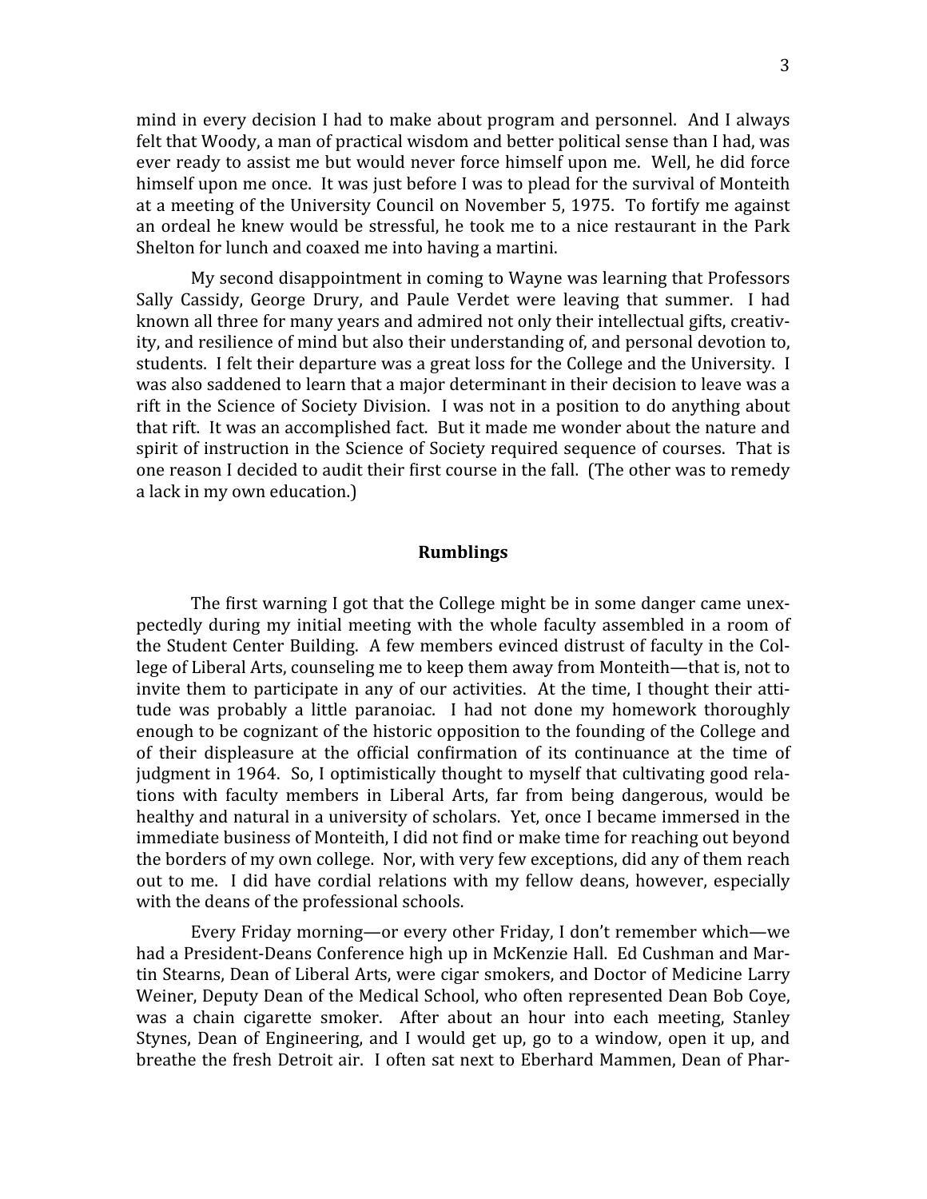mind in every decision I had to make about program and personnel. And I always felt that Woody, a man of practical wisdom and better political sense than I had, was ever ready to assist me but would never force himself upon me. Well, he did force himself upon me once. It was just before I was to plead for the survival of Monteith at a meeting of the University Council on November 5, 1975. To fortify me against an ordeal he knew would be stressful, he took me to a nice restaurant in the Park Shelton for lunch and coaxed me into having a martini.

My second disappointment in coming to Wayne was learning that Professors Sally Cassidy, George Drury, and Paule Verdet were leaving that summer. I had known all three for many years and admired not only their intellectual gifts, creativity, and resilience of mind but also their understanding of, and personal devotion to, students. I felt their departure was a great loss for the College and the University. I was also saddened to learn that a major determinant in their decision to leave was a rift in the Science of Society Division. I was not in a position to do anything about that rift. It was an accomplished fact. But it made me wonder about the nature and spirit of instruction in the Science of Society required sequence of courses. That is one reason I decided to audit their first course in the fall. (The other was to remedy a lack in my own education.)

## Rumblings

The first warning I got that the College might be in some danger came unexpectedly during my initial meeting with the whole faculty assembled in a room of the Student Center Building. A few members evinced distrust of faculty in the College of Liberal Arts, counseling me to keep them away from Monteith—that is, not to invite them to participate in any of our activities. At the time, I thought their attitude was probably a little paranoiac. I had not done my homework thoroughly enough to be cognizant of the historic opposition to the founding of the College and of their displeasure at the official confirmation of its continuance at the time of judgment in 1964. So, I optimistically thought to myself that cultivating good relations with faculty members in Liberal Arts, far from being dangerous, would be healthy and natural in a university of scholars. Yet, once I became immersed in the immediate business of Monteith, I did not find or make time for reaching out beyond the borders of my own college. Nor, with very few exceptions, did any of them reach out to me. I did have cordial relations with my fellow deans, however, especially with the deans of the professional schools.

Every Friday morning—or every other Friday, I don't remember which—we had a President-Deans Conference high up in McKenzie Hall. Ed Cushman and Martin Stearns, Dean of Liberal Arts, were cigar smokers, and Doctor of Medicine Larry Weiner, Deputy Dean of the Medical School, who often represented Dean Bob Coye, was a chain cigarette smoker. After about an hour into each meeting, Stanley Stynes, Dean of Engineering, and I would get up, go to a window, open it up, and breathe the fresh Detroit air. I often sat next to Eberhard Mammen, Dean of Phar-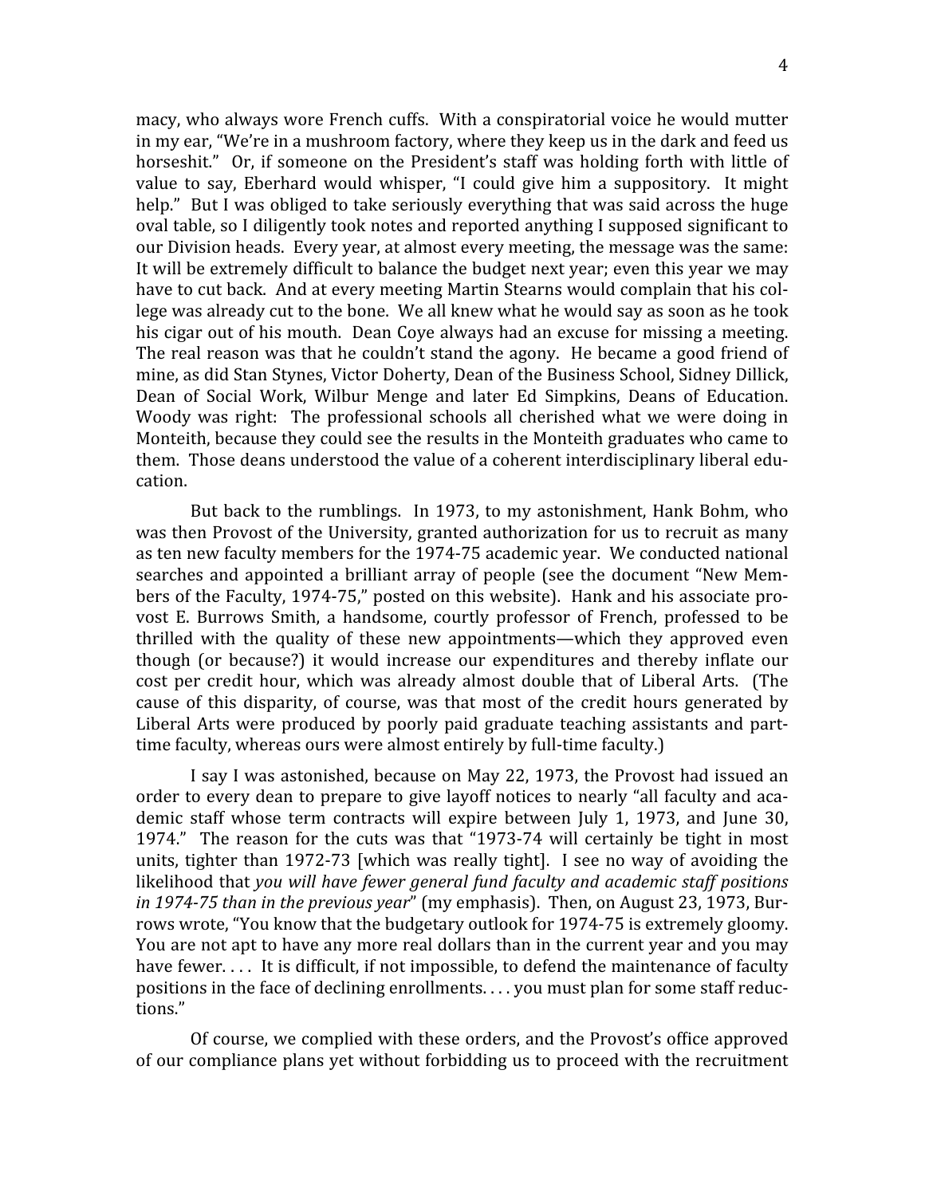macy, who always wore French cuffs. With a conspiratorial voice he would mutter in my ear, "We're in a mushroom factory, where they keep us in the dark and feed us horseshit." Or, if someone on the President's staff was holding forth with little of value to say, Eberhard would whisper, "I could give him a suppository. It might help." But I was obliged to take seriously everything that was said across the huge oval table, so I diligently took notes and reported anything I supposed significant to our Division heads. Every year, at almost every meeting, the message was the same: It will be extremely difficult to balance the budget next year; even this year we may have to cut back. And at every meeting Martin Stearns would complain that his college was already cut to the bone. We all knew what he would say as soon as he took his cigar out of his mouth. Dean Coye always had an excuse for missing a meeting. The real reason was that he couldn't stand the agony. He became a good friend of mine, as did Stan Stynes, Victor Doherty, Dean of the Business School, Sidney Dillick, Dean of Social Work, Wilbur Menge and later Ed Simpkins, Deans of Education. Woody was right: The professional schools all cherished what we were doing in Monteith, because they could see the results in the Monteith graduates who came to them. Those deans understood the value of a coherent interdisciplinary liberal education.

But back to the rumblings. In 1973, to my astonishment, Hank Bohm, who was then Provost of the University, granted authorization for us to recruit as many as ten new faculty members for the 1974-75 academic year. We conducted national searches and appointed a brilliant array of people (see the document "New Members of the Faculty, 1974-75," posted on this website). Hank and his associate provost E. Burrows Smith, a handsome, courtly professor of French, professed to be thrilled with the quality of these new appointments—which they approved even though (or because?) it would increase our expenditures and thereby inflate our cost per credit hour, which was already almost double that of Liberal Arts. (The cause of this disparity, of course, was that most of the credit hours generated by Liberal Arts were produced by poorly paid graduate teaching assistants and part-time faculty, whereas ours were almost entirely by full-time faculty.)

I say I was astonished, because on May 22, 1973, the Provost had issued an order to every dean to prepare to give layoff notices to nearly "all faculty and academic staff whose term contracts will expire between July 1, 1973, and June 30, 1974." The reason for the cuts was that "1973-74 will certainly be tight in most units, tighter than 1972-73 [which was really tight]. I see no way of avoiding the likelihood that *you will have fewer general fund faculty and academic staff positions in 1974-75 than in the previous year*" (my emphasis). Then, on August 23, 1973, Burrows wrote, "You know that the budgetary outlook for 1974-75 is extremely gloomy. You are not apt to have any more real dollars than in the current year and you may have fewer. . . . It is difficult, if not impossible, to defend the maintenance of faculty positions in the face of declining enrollments. . . . you must plan for some staff reductions."

Of course, we complied with these orders, and the Provost's office approved of our compliance plans yet without forbidding us to proceed with the recruitment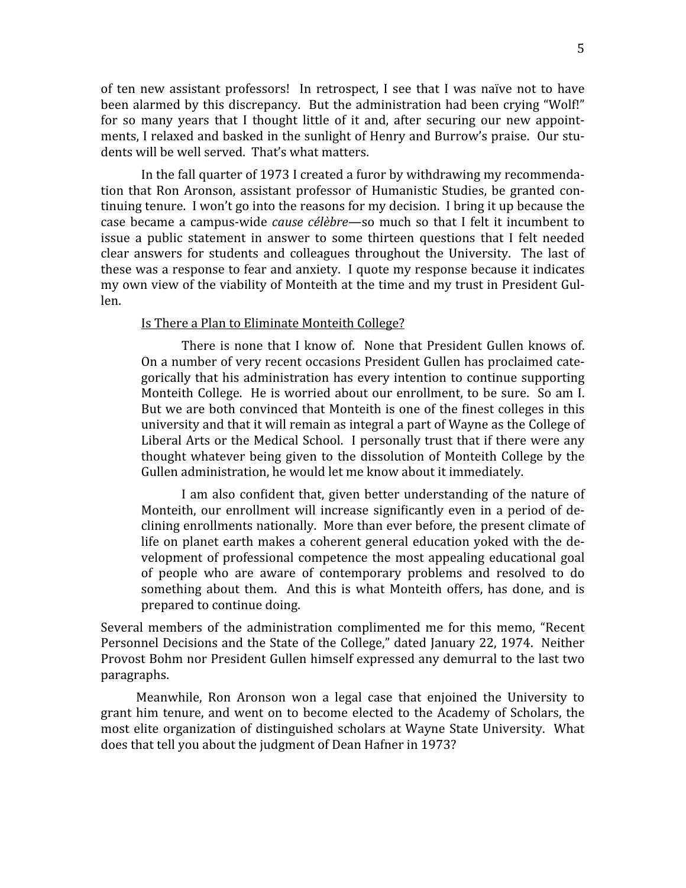of ten new assistant professors! In retrospect, I see that I was naïve not to have been alarmed by this discrepancy. But the administration had been crying "Wolf!" for so many years that I thought little of it and, after securing our new appointments, I relaxed and basked in the sunlight of Henry and Burrow's praise. Our students will be well served. That's what matters.

In the fall quarter of 1973 I created a furor by withdrawing my recommendation that Ron Aronson, assistant professor of Humanistic Studies, be granted continuing tenure. I won't go into the reasons for my decision. I bring it up because the case became a campus-wide *cause célèbre*—so much so that I felt it incumbent to issue a public statement in answer to some thirteen questions that I felt needed clear answers for students and colleagues throughout the University. The last of these was a response to fear and anxiety. I quote my response because it indicates my own view of the viability of Monteith at the time and my trust in President Gullen.

> <u>Is There a Plan to Eliminate Monteith College?</u>
>
> There is none that I know of. None that President Gullen knows of. On a number of very recent occasions President Gullen has proclaimed categorically that his administration has every intention to continue supporting Monteith College. He is worried about our enrollment, to be sure. So am I. But we are both convinced that Monteith is one of the finest colleges in this university and that it will remain as integral a part of Wayne as the College of Liberal Arts or the Medical School. I personally trust that if there were any thought whatever being given to the dissolution of Monteith College by the Gullen administration, he would let me know about it immediately.
>
> I am also confident that, given better understanding of the nature of Monteith, our enrollment will increase significantly even in a period of declining enrollments nationally. More than ever before, the present climate of life on planet earth makes a coherent general education yoked with the development of professional competence the most appealing educational goal of people who are aware of contemporary problems and resolved to do something about them. And this is what Monteith offers, has done, and is prepared to continue doing.

Several members of the administration complimented me for this memo, "Recent Personnel Decisions and the State of the College," dated January 22, 1974. Neither Provost Bohm nor President Gullen himself expressed any demurral to the last two paragraphs.

Meanwhile, Ron Aronson won a legal case that enjoined the University to grant him tenure, and went on to become elected to the Academy of Scholars, the most elite organization of distinguished scholars at Wayne State University. What does that tell you about the judgment of Dean Hafner in 1973?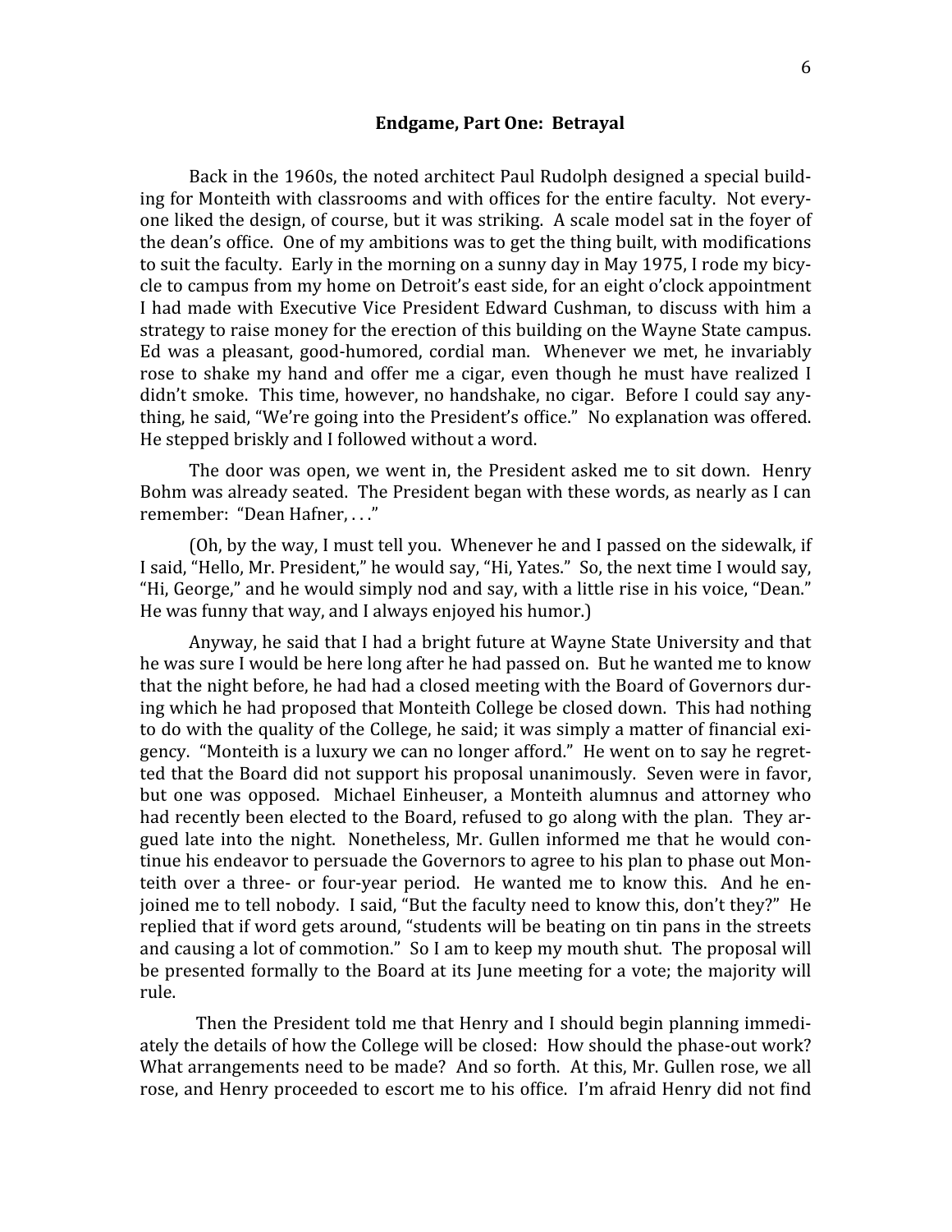## Endgame, Part One: Betrayal

Back in the 1960s, the noted architect Paul Rudolph designed a special building for Monteith with classrooms and with offices for the entire faculty. Not everyone liked the design, of course, but it was striking. A scale model sat in the foyer of the dean's office. One of my ambitions was to get the thing built, with modifications to suit the faculty. Early in the morning on a sunny day in May 1975, I rode my bicycle to campus from my home on Detroit's east side, for an eight o'clock appointment I had made with Executive Vice President Edward Cushman, to discuss with him a strategy to raise money for the erection of this building on the Wayne State campus. Ed was a pleasant, good-humored, cordial man. Whenever we met, he invariably rose to shake my hand and offer me a cigar, even though he must have realized I didn't smoke. This time, however, no handshake, no cigar. Before I could say anything, he said, "We're going into the President's office." No explanation was offered. He stepped briskly and I followed without a word.

The door was open, we went in, the President asked me to sit down. Henry Bohm was already seated. The President began with these words, as nearly as I can remember: "Dean Hafner, . . ."

(Oh, by the way, I must tell you. Whenever he and I passed on the sidewalk, if I said, "Hello, Mr. President," he would say, "Hi, Yates." So, the next time I would say, "Hi, George," and he would simply nod and say, with a little rise in his voice, "Dean." He was funny that way, and I always enjoyed his humor.)

Anyway, he said that I had a bright future at Wayne State University and that he was sure I would be here long after he had passed on. But he wanted me to know that the night before, he had had a closed meeting with the Board of Governors during which he had proposed that Monteith College be closed down. This had nothing to do with the quality of the College, he said; it was simply a matter of financial exigency. "Monteith is a luxury we can no longer afford." He went on to say he regretted that the Board did not support his proposal unanimously. Seven were in favor, but one was opposed. Michael Einheuser, a Monteith alumnus and attorney who had recently been elected to the Board, refused to go along with the plan. They argued late into the night. Nonetheless, Mr. Gullen informed me that he would continue his endeavor to persuade the Governors to agree to his plan to phase out Monteith over a three- or four-year period. He wanted me to know this. And he enjoined me to tell nobody. I said, "But the faculty need to know this, don't they?" He replied that if word gets around, "students will be beating on tin pans in the streets and causing a lot of commotion." So I am to keep my mouth shut. The proposal will be presented formally to the Board at its June meeting for a vote; the majority will rule.

Then the President told me that Henry and I should begin planning immediately the details of how the College will be closed: How should the phase-out work? What arrangements need to be made? And so forth. At this, Mr. Gullen rose, we all rose, and Henry proceeded to escort me to his office. I'm afraid Henry did not find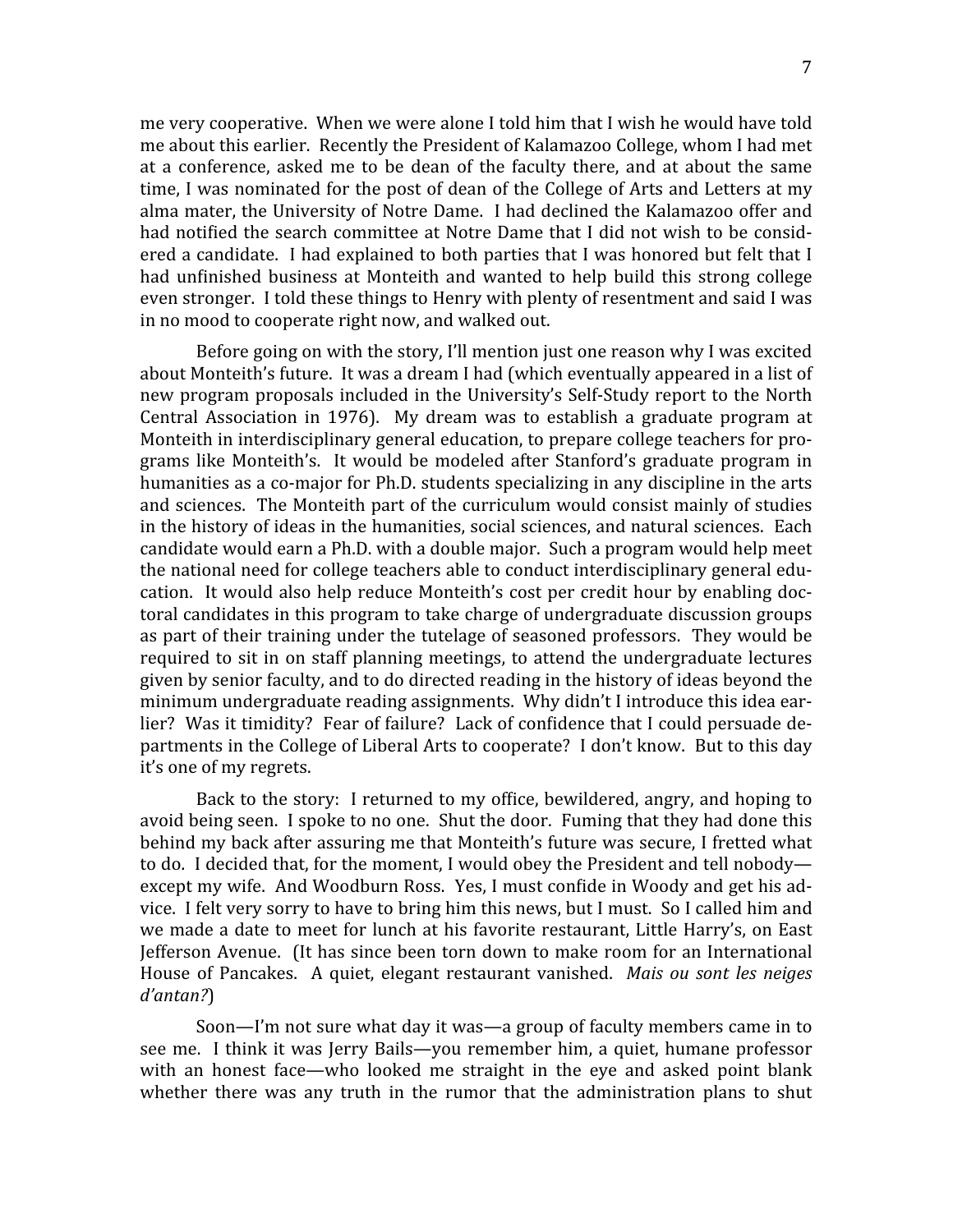me very cooperative. When we were alone I told him that I wish he would have told me about this earlier. Recently the President of Kalamazoo College, whom I had met at a conference, asked me to be dean of the faculty there, and at about the same time, I was nominated for the post of dean of the College of Arts and Letters at my alma mater, the University of Notre Dame. I had declined the Kalamazoo offer and had notified the search committee at Notre Dame that I did not wish to be considered a candidate. I had explained to both parties that I was honored but felt that I had unfinished business at Monteith and wanted to help build this strong college even stronger. I told these things to Henry with plenty of resentment and said I was in no mood to cooperate right now, and walked out.

Before going on with the story, I'll mention just one reason why I was excited about Monteith's future. It was a dream I had (which eventually appeared in a list of new program proposals included in the University's Self-Study report to the North Central Association in 1976). My dream was to establish a graduate program at Monteith in interdisciplinary general education, to prepare college teachers for programs like Monteith's. It would be modeled after Stanford's graduate program in humanities as a co-major for Ph.D. students specializing in any discipline in the arts and sciences. The Monteith part of the curriculum would consist mainly of studies in the history of ideas in the humanities, social sciences, and natural sciences. Each candidate would earn a Ph.D. with a double major. Such a program would help meet the national need for college teachers able to conduct interdisciplinary general education. It would also help reduce Monteith's cost per credit hour by enabling doctoral candidates in this program to take charge of undergraduate discussion groups as part of their training under the tutelage of seasoned professors. They would be required to sit in on staff planning meetings, to attend the undergraduate lectures given by senior faculty, and to do directed reading in the history of ideas beyond the minimum undergraduate reading assignments. Why didn't I introduce this idea earlier? Was it timidity? Fear of failure? Lack of confidence that I could persuade departments in the College of Liberal Arts to cooperate? I don't know. But to this day it's one of my regrets.

Back to the story: I returned to my office, bewildered, angry, and hoping to avoid being seen. I spoke to no one. Shut the door. Fuming that they had done this behind my back after assuring me that Monteith's future was secure, I fretted what to do. I decided that, for the moment, I would obey the President and tell nobody—except my wife. And Woodburn Ross. Yes, I must confide in Woody and get his advice. I felt very sorry to have to bring him this news, but I must. So I called him and we made a date to meet for lunch at his favorite restaurant, Little Harry's, on East Jefferson Avenue. (It has since been torn down to make room for an International House of Pancakes. A quiet, elegant restaurant vanished. *Mais ou sont les neiges d'antan?*)

Soon—I'm not sure what day it was—a group of faculty members came in to see me. I think it was Jerry Bails—you remember him, a quiet, humane professor with an honest face—who looked me straight in the eye and asked point blank whether there was any truth in the rumor that the administration plans to shut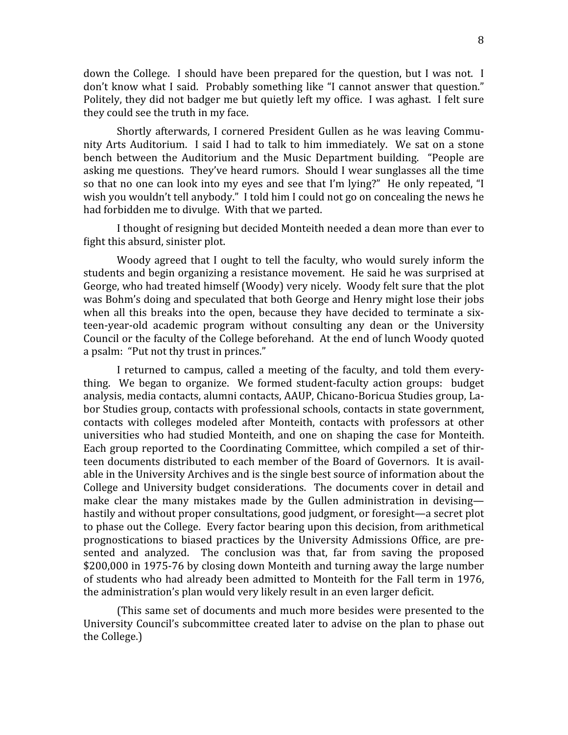down the College. I should have been prepared for the question, but I was not. I don't know what I said. Probably something like "I cannot answer that question." Politely, they did not badger me but quietly left my office. I was aghast. I felt sure they could see the truth in my face.

Shortly afterwards, I cornered President Gullen as he was leaving Community Arts Auditorium. I said I had to talk to him immediately. We sat on a stone bench between the Auditorium and the Music Department building. "People are asking me questions. They've heard rumors. Should I wear sunglasses all the time so that no one can look into my eyes and see that I'm lying?" He only repeated, "I wish you wouldn't tell anybody." I told him I could not go on concealing the news he had forbidden me to divulge. With that we parted.

I thought of resigning but decided Monteith needed a dean more than ever to fight this absurd, sinister plot.

Woody agreed that I ought to tell the faculty, who would surely inform the students and begin organizing a resistance movement. He said he was surprised at George, who had treated himself (Woody) very nicely. Woody felt sure that the plot was Bohm's doing and speculated that both George and Henry might lose their jobs when all this breaks into the open, because they have decided to terminate a sixteen-year-old academic program without consulting any dean or the University Council or the faculty of the College beforehand. At the end of lunch Woody quoted a psalm: "Put not thy trust in princes."

I returned to campus, called a meeting of the faculty, and told them everything. We began to organize. We formed student-faculty action groups: budget analysis, media contacts, alumni contacts, AAUP, Chicano-Boricua Studies group, Labor Studies group, contacts with professional schools, contacts in state government, contacts with colleges modeled after Monteith, contacts with professors at other universities who had studied Monteith, and one on shaping the case for Monteith. Each group reported to the Coordinating Committee, which compiled a set of thirteen documents distributed to each member of the Board of Governors. It is available in the University Archives and is the single best source of information about the College and University budget considerations. The documents cover in detail and make clear the many mistakes made by the Gullen administration in devising—hastily and without proper consultations, good judgment, or foresight—a secret plot to phase out the College. Every factor bearing upon this decision, from arithmetical prognostications to biased practices by the University Admissions Office, are presented and analyzed. The conclusion was that, far from saving the proposed $200,000 in 1975-76 by closing down Monteith and turning away the large number of students who had already been admitted to Monteith for the Fall term in 1976, the administration's plan would very likely result in an even larger deficit.

(This same set of documents and much more besides were presented to the University Council's subcommittee created later to advise on the plan to phase out the College.)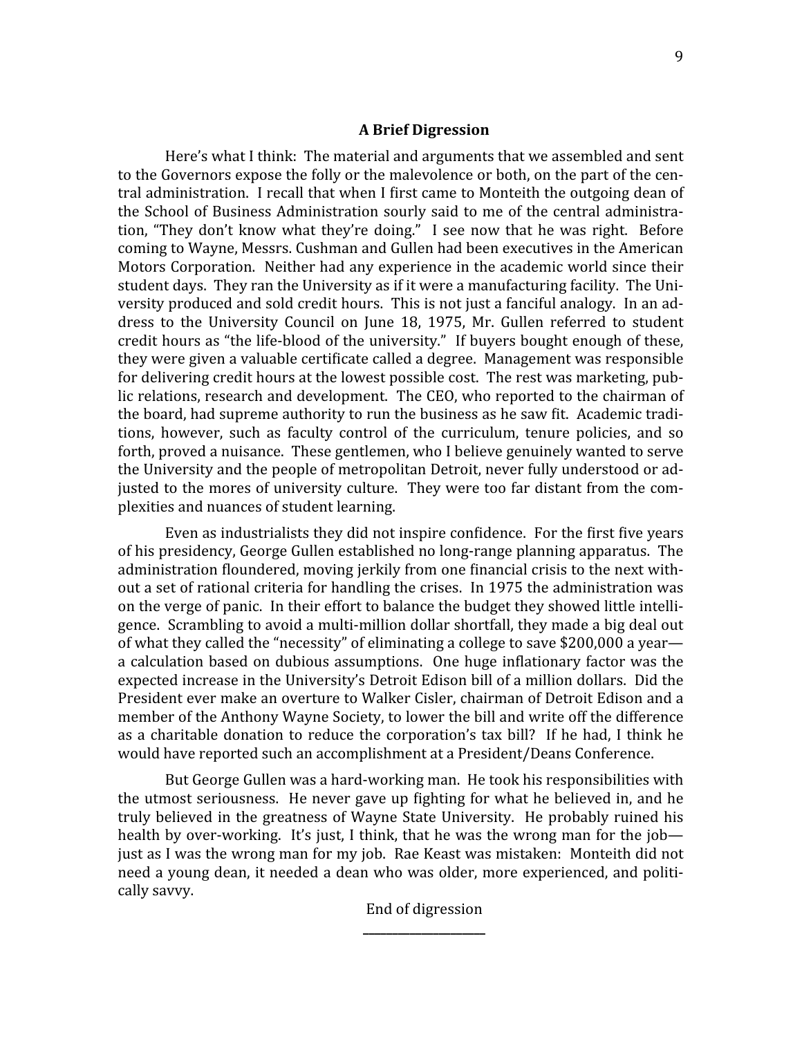### A Brief Digression

Here's what I think: The material and arguments that we assembled and sent to the Governors expose the folly or the malevolence or both, on the part of the central administration. I recall that when I first came to Monteith the outgoing dean of the School of Business Administration sourly said to me of the central administration, "They don't know what they're doing." I see now that he was right. Before coming to Wayne, Messrs. Cushman and Gullen had been executives in the American Motors Corporation. Neither had any experience in the academic world since their student days. They ran the University as if it were a manufacturing facility. The University produced and sold credit hours. This is not just a fanciful analogy. In an address to the University Council on June 18, 1975, Mr. Gullen referred to student credit hours as "the life-blood of the university." If buyers bought enough of these, they were given a valuable certificate called a degree. Management was responsible for delivering credit hours at the lowest possible cost. The rest was marketing, public relations, research and development. The CEO, who reported to the chairman of the board, had supreme authority to run the business as he saw fit. Academic traditions, however, such as faculty control of the curriculum, tenure policies, and so forth, proved a nuisance. These gentlemen, who I believe genuinely wanted to serve the University and the people of metropolitan Detroit, never fully understood or adjusted to the mores of university culture. They were too far distant from the complexities and nuances of student learning.

Even as industrialists they did not inspire confidence. For the first five years of his presidency, George Gullen established no long-range planning apparatus. The administration floundered, moving jerkily from one financial crisis to the next without a set of rational criteria for handling the crises. In 1975 the administration was on the verge of panic. In their effort to balance the budget they showed little intelligence. Scrambling to avoid a multi-million dollar shortfall, they made a big deal out of what they called the "necessity" of eliminating a college to save $200,000 a year—a calculation based on dubious assumptions. One huge inflationary factor was the expected increase in the University's Detroit Edison bill of a million dollars. Did the President ever make an overture to Walker Cisler, chairman of Detroit Edison and a member of the Anthony Wayne Society, to lower the bill and write off the difference as a charitable donation to reduce the corporation's tax bill? If he had, I think he would have reported such an accomplishment at a President/Deans Conference.

But George Gullen was a hard-working man. He took his responsibilities with the utmost seriousness. He never gave up fighting for what he believed in, and he truly believed in the greatness of Wayne State University. He probably ruined his health by over-working. It's just, I think, that he was the wrong man for the job—just as I was the wrong man for my job. Rae Keast was mistaken: Monteith did not need a young dean, it needed a dean who was older, more experienced, and politically savvy.

End of digression

---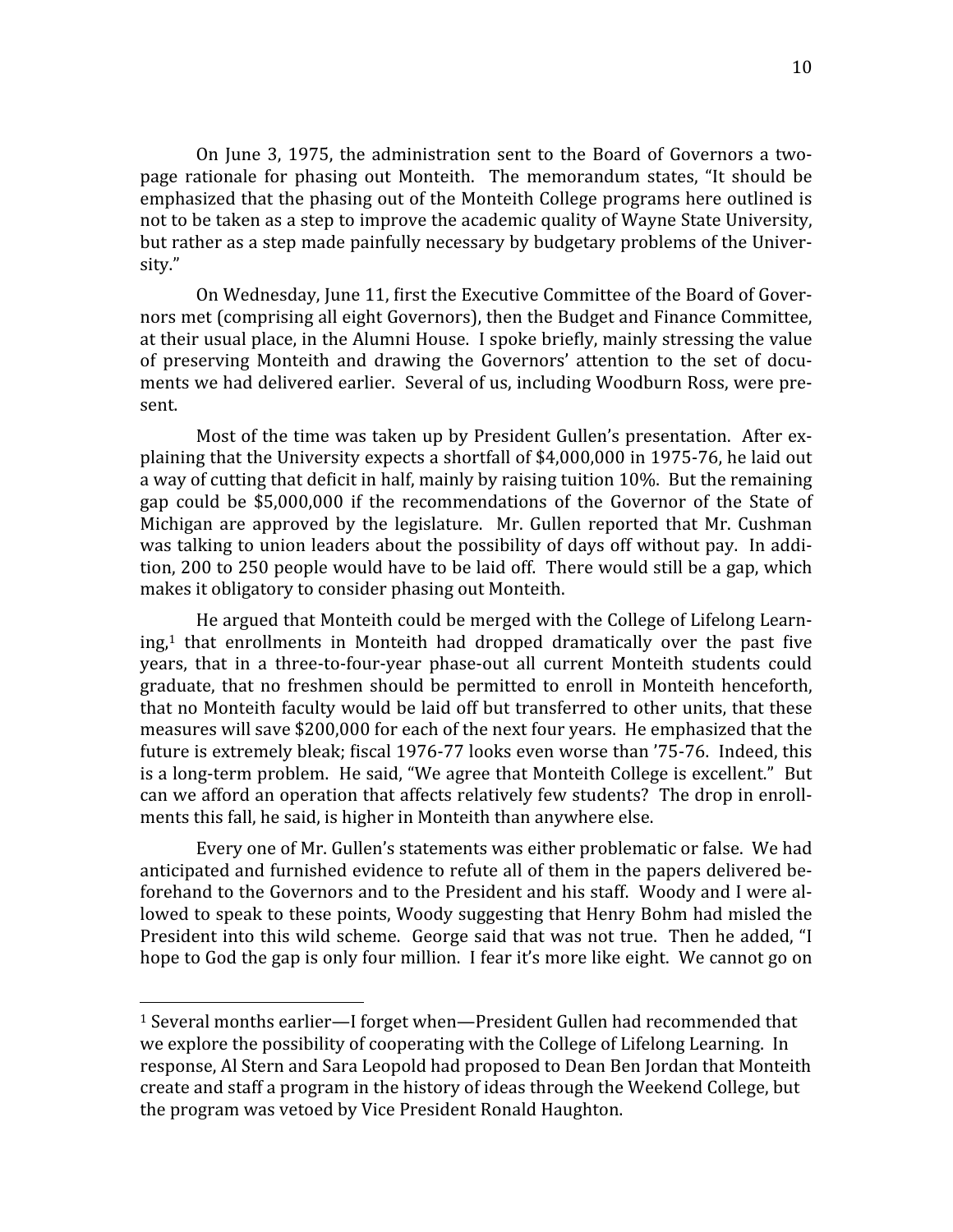On June 3, 1975, the administration sent to the Board of Governors a two-page rationale for phasing out Monteith. The memorandum states, "It should be emphasized that the phasing out of the Monteith College programs here outlined is not to be taken as a step to improve the academic quality of Wayne State University, but rather as a step made painfully necessary by budgetary problems of the University."

On Wednesday, June 11, first the Executive Committee of the Board of Governors met (comprising all eight Governors), then the Budget and Finance Committee, at their usual place, in the Alumni House. I spoke briefly, mainly stressing the value of preserving Monteith and drawing the Governors' attention to the set of documents we had delivered earlier. Several of us, including Woodburn Ross, were present.

Most of the time was taken up by President Gullen's presentation. After explaining that the University expects a shortfall of $4,000,000 in 1975-76, he laid out a way of cutting that deficit in half, mainly by raising tuition 10%. But the remaining gap could be $5,000,000 if the recommendations of the Governor of the State of Michigan are approved by the legislature. Mr. Gullen reported that Mr. Cushman was talking to union leaders about the possibility of days off without pay. In addition, 200 to 250 people would have to be laid off. There would still be a gap, which makes it obligatory to consider phasing out Monteith.

He argued that Monteith could be merged with the College of Lifelong Learning,[1] that enrollments in Monteith had dropped dramatically over the past five years, that in a three-to-four-year phase-out all current Monteith students could graduate, that no freshmen should be permitted to enroll in Monteith henceforth, that no Monteith faculty would be laid off but transferred to other units, that these measures will save $200,000 for each of the next four years. He emphasized that the future is extremely bleak; fiscal 1976-77 looks even worse than '75-76. Indeed, this is a long-term problem. He said, "We agree that Monteith College is excellent." But can we afford an operation that affects relatively few students? The drop in enrollments this fall, he said, is higher in Monteith than anywhere else.

Every one of Mr. Gullen's statements was either problematic or false. We had anticipated and furnished evidence to refute all of them in the papers delivered beforehand to the Governors and to the President and his staff. Woody and I were allowed to speak to these points, Woody suggesting that Henry Bohm had misled the President into this wild scheme. George said that was not true. Then he added, "I hope to God the gap is only four million. I fear it's more like eight. We cannot go on

[1] Several months earlier—I forget when—President Gullen had recommended that we explore the possibility of cooperating with the College of Lifelong Learning. In response, Al Stern and Sara Leopold had proposed to Dean Ben Jordan that Monteith create and staff a program in the history of ideas through the Weekend College, but the program was vetoed by Vice President Ronald Haughton.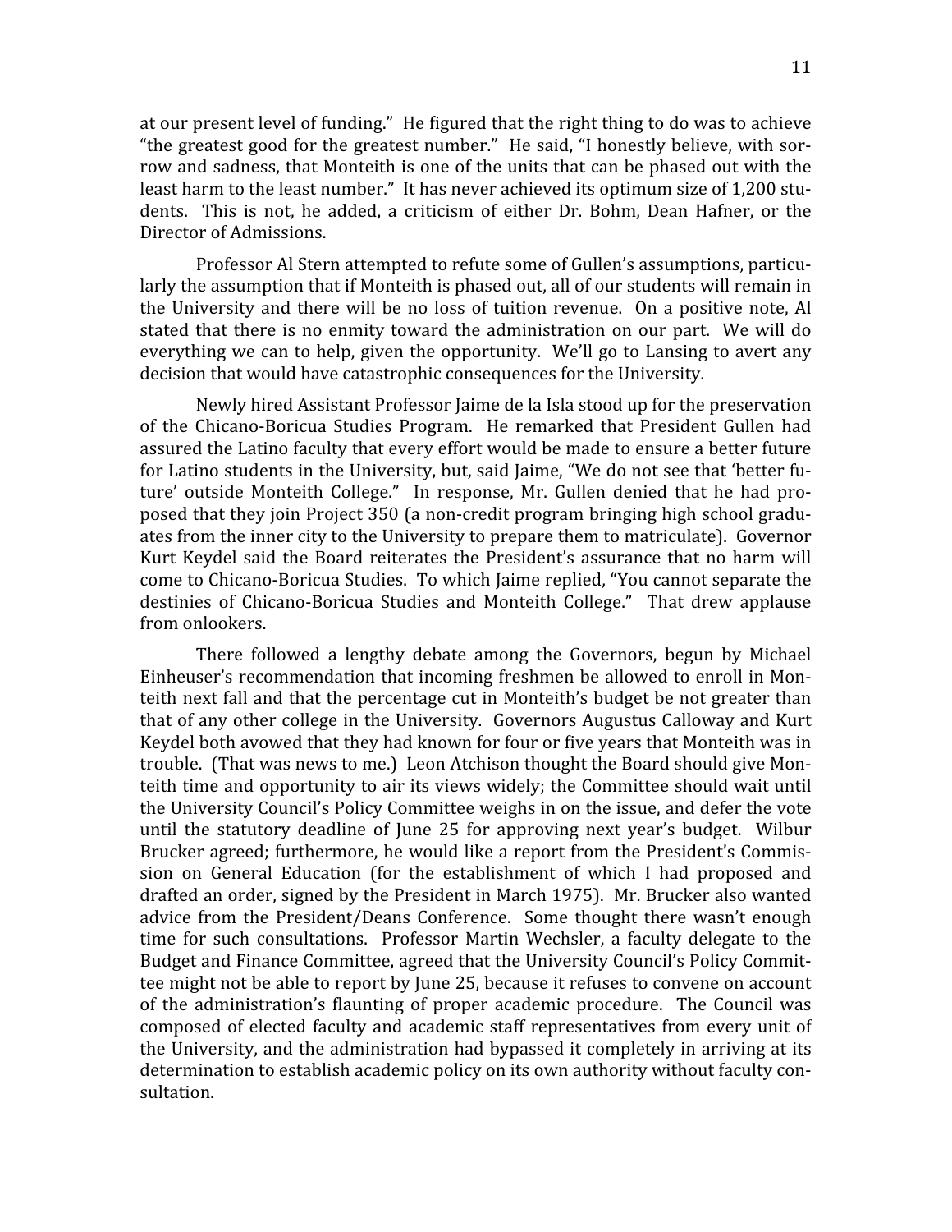at our present level of funding." He figured that the right thing to do was to achieve "the greatest good for the greatest number." He said, "I honestly believe, with sorrow and sadness, that Monteith is one of the units that can be phased out with the least harm to the least number." It has never achieved its optimum size of 1,200 students. This is not, he added, a criticism of either Dr. Bohm, Dean Hafner, or the Director of Admissions.

Professor Al Stern attempted to refute some of Gullen's assumptions, particularly the assumption that if Monteith is phased out, all of our students will remain in the University and there will be no loss of tuition revenue. On a positive note, Al stated that there is no enmity toward the administration on our part. We will do everything we can to help, given the opportunity. We'll go to Lansing to avert any decision that would have catastrophic consequences for the University.

Newly hired Assistant Professor Jaime de la Isla stood up for the preservation of the Chicano-Boricua Studies Program. He remarked that President Gullen had assured the Latino faculty that every effort would be made to ensure a better future for Latino students in the University, but, said Jaime, "We do not see that 'better future' outside Monteith College." In response, Mr. Gullen denied that he had proposed that they join Project 350 (a non-credit program bringing high school graduates from the inner city to the University to prepare them to matriculate). Governor Kurt Keydel said the Board reiterates the President's assurance that no harm will come to Chicano-Boricua Studies. To which Jaime replied, "You cannot separate the destinies of Chicano-Boricua Studies and Monteith College." That drew applause from onlookers.

There followed a lengthy debate among the Governors, begun by Michael Einheuser's recommendation that incoming freshmen be allowed to enroll in Monteith next fall and that the percentage cut in Monteith's budget be not greater than that of any other college in the University. Governors Augustus Calloway and Kurt Keydel both avowed that they had known for four or five years that Monteith was in trouble. (That was news to me.) Leon Atchison thought the Board should give Monteith time and opportunity to air its views widely; the Committee should wait until the University Council's Policy Committee weighs in on the issue, and defer the vote until the statutory deadline of June 25 for approving next year's budget. Wilbur Brucker agreed; furthermore, he would like a report from the President's Commission on General Education (for the establishment of which I had proposed and drafted an order, signed by the President in March 1975). Mr. Brucker also wanted advice from the President/Deans Conference. Some thought there wasn't enough time for such consultations. Professor Martin Wechsler, a faculty delegate to the Budget and Finance Committee, agreed that the University Council's Policy Committee might not be able to report by June 25, because it refuses to convene on account of the administration's flaunting of proper academic procedure. The Council was composed of elected faculty and academic staff representatives from every unit of the University, and the administration had bypassed it completely in arriving at its determination to establish academic policy on its own authority without faculty consultation.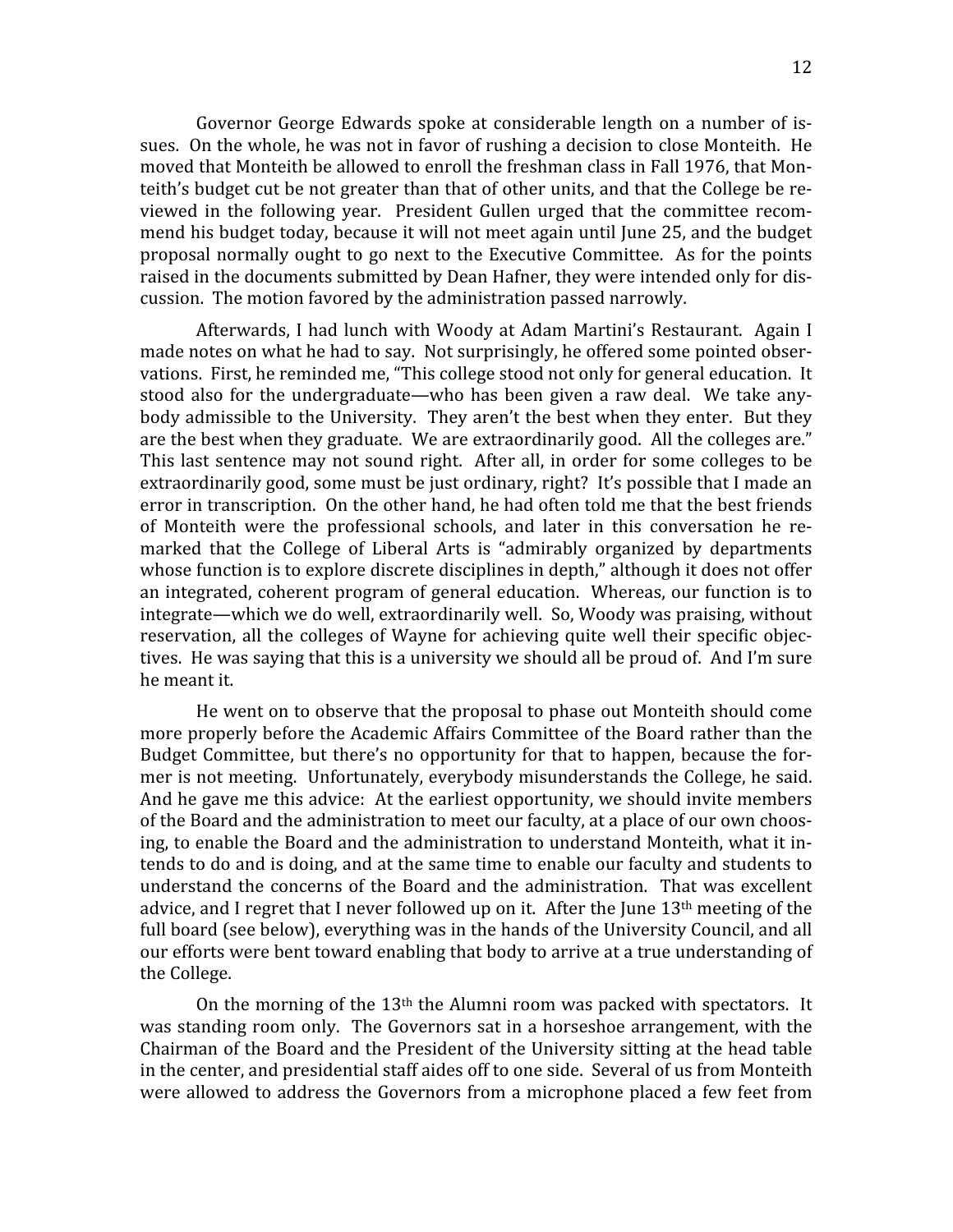Governor George Edwards spoke at considerable length on a number of issues. On the whole, he was not in favor of rushing a decision to close Monteith. He moved that Monteith be allowed to enroll the freshman class in Fall 1976, that Monteith's budget cut be not greater than that of other units, and that the College be reviewed in the following year. President Gullen urged that the committee recommend his budget today, because it will not meet again until June 25, and the budget proposal normally ought to go next to the Executive Committee. As for the points raised in the documents submitted by Dean Hafner, they were intended only for discussion. The motion favored by the administration passed narrowly.

Afterwards, I had lunch with Woody at Adam Martini's Restaurant. Again I made notes on what he had to say. Not surprisingly, he offered some pointed observations. First, he reminded me, "This college stood not only for general education. It stood also for the undergraduate—who has been given a raw deal. We take anybody admissible to the University. They aren't the best when they enter. But they are the best when they graduate. We are extraordinarily good. All the colleges are." This last sentence may not sound right. After all, in order for some colleges to be extraordinarily good, some must be just ordinary, right? It's possible that I made an error in transcription. On the other hand, he had often told me that the best friends of Monteith were the professional schools, and later in this conversation he remarked that the College of Liberal Arts is "admirably organized by departments whose function is to explore discrete disciplines in depth," although it does not offer an integrated, coherent program of general education. Whereas, our function is to integrate—which we do well, extraordinarily well. So, Woody was praising, without reservation, all the colleges of Wayne for achieving quite well their specific objectives. He was saying that this is a university we should all be proud of. And I'm sure he meant it.

He went on to observe that the proposal to phase out Monteith should come more properly before the Academic Affairs Committee of the Board rather than the Budget Committee, but there's no opportunity for that to happen, because the former is not meeting. Unfortunately, everybody misunderstands the College, he said. And he gave me this advice: At the earliest opportunity, we should invite members of the Board and the administration to meet our faculty, at a place of our own choosing, to enable the Board and the administration to understand Monteith, what it intends to do and is doing, and at the same time to enable our faculty and students to understand the concerns of the Board and the administration. That was excellent advice, and I regret that I never followed up on it. After the June 13th meeting of the full board (see below), everything was in the hands of the University Council, and all our efforts were bent toward enabling that body to arrive at a true understanding of the College.

On the morning of the 13th the Alumni room was packed with spectators. It was standing room only. The Governors sat in a horseshoe arrangement, with the Chairman of the Board and the President of the University sitting at the head table in the center, and presidential staff aides off to one side. Several of us from Monteith were allowed to address the Governors from a microphone placed a few feet from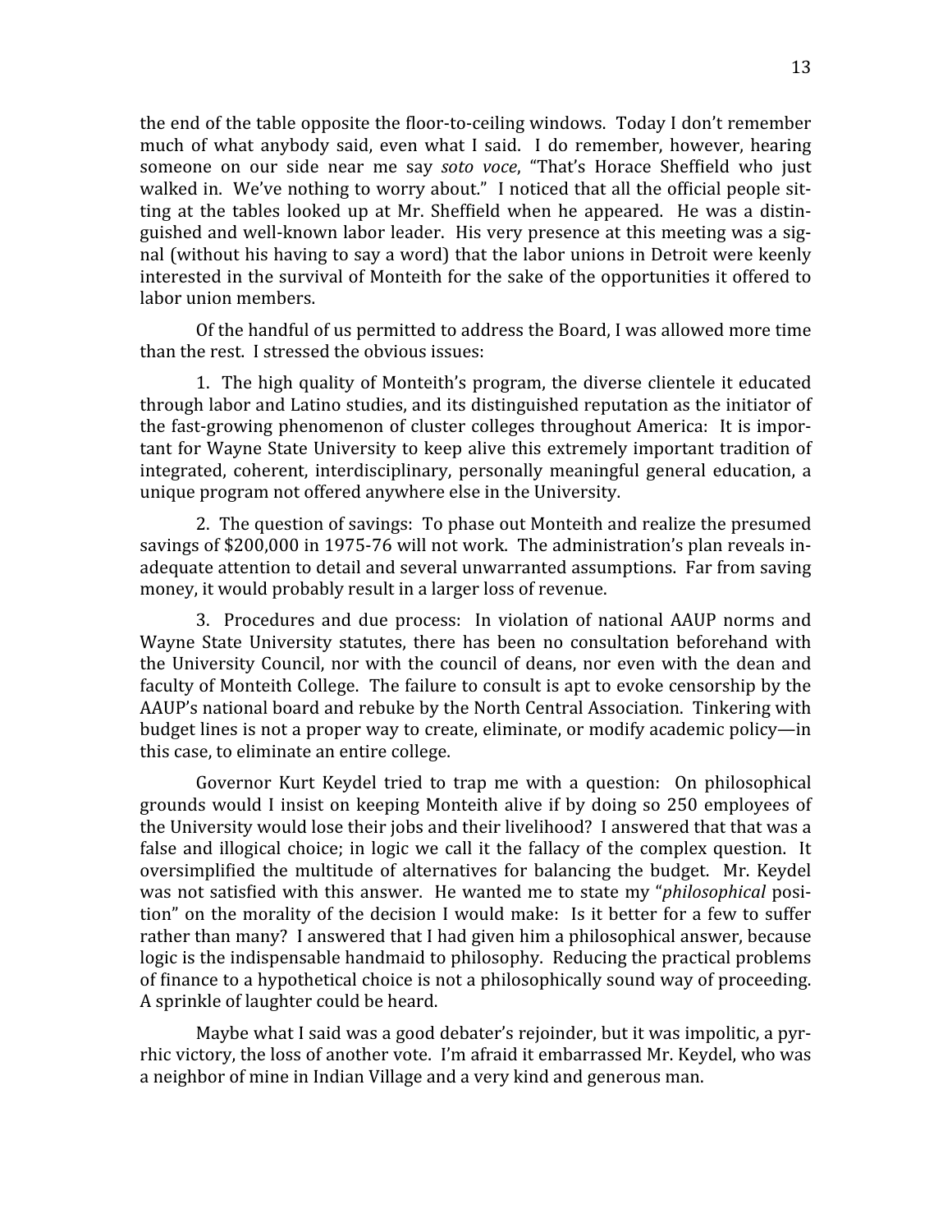the end of the table opposite the floor-to-ceiling windows. Today I don't remember much of what anybody said, even what I said. I do remember, however, hearing someone on our side near me say *soto voce*, "That's Horace Sheffield who just walked in. We've nothing to worry about." I noticed that all the official people sitting at the tables looked up at Mr. Sheffield when he appeared. He was a distinguished and well-known labor leader. His very presence at this meeting was a signal (without his having to say a word) that the labor unions in Detroit were keenly interested in the survival of Monteith for the sake of the opportunities it offered to labor union members.

Of the handful of us permitted to address the Board, I was allowed more time than the rest. I stressed the obvious issues:

1. The high quality of Monteith's program, the diverse clientele it educated through labor and Latino studies, and its distinguished reputation as the initiator of the fast-growing phenomenon of cluster colleges throughout America: It is important for Wayne State University to keep alive this extremely important tradition of integrated, coherent, interdisciplinary, personally meaningful general education, a unique program not offered anywhere else in the University.

2. The question of savings: To phase out Monteith and realize the presumed savings of $200,000 in 1975-76 will not work. The administration's plan reveals inadequate attention to detail and several unwarranted assumptions. Far from saving money, it would probably result in a larger loss of revenue.

3. Procedures and due process: In violation of national AAUP norms and Wayne State University statutes, there has been no consultation beforehand with the University Council, nor with the council of deans, nor even with the dean and faculty of Monteith College. The failure to consult is apt to evoke censorship by the AAUP's national board and rebuke by the North Central Association. Tinkering with budget lines is not a proper way to create, eliminate, or modify academic policy—in this case, to eliminate an entire college.

Governor Kurt Keydel tried to trap me with a question: On philosophical grounds would I insist on keeping Monteith alive if by doing so 250 employees of the University would lose their jobs and their livelihood? I answered that that was a false and illogical choice; in logic we call it the fallacy of the complex question. It oversimplified the multitude of alternatives for balancing the budget. Mr. Keydel was not satisfied with this answer. He wanted me to state my "*philosophical* position" on the morality of the decision I would make: Is it better for a few to suffer rather than many? I answered that I had given him a philosophical answer, because logic is the indispensable handmaid to philosophy. Reducing the practical problems of finance to a hypothetical choice is not a philosophically sound way of proceeding. A sprinkle of laughter could be heard.

Maybe what I said was a good debater's rejoinder, but it was impolitic, a pyrrhic victory, the loss of another vote. I'm afraid it embarrassed Mr. Keydel, who was a neighbor of mine in Indian Village and a very kind and generous man.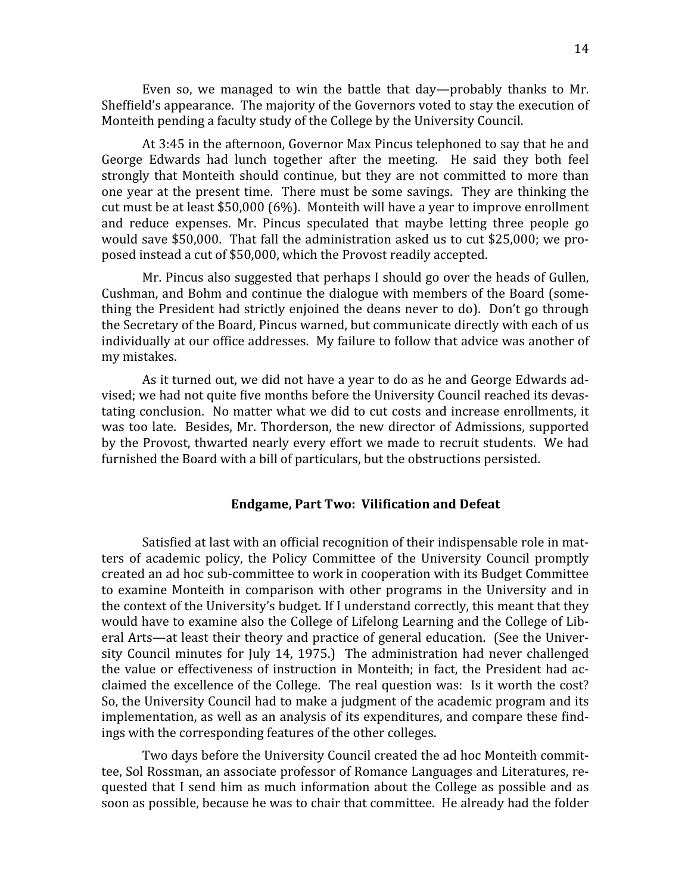Even so, we managed to win the battle that day—probably thanks to Mr. Sheffield's appearance. The majority of the Governors voted to stay the execution of Monteith pending a faculty study of the College by the University Council.

At 3:45 in the afternoon, Governor Max Pincus telephoned to say that he and George Edwards had lunch together after the meeting. He said they both feel strongly that Monteith should continue, but they are not committed to more than one year at the present time. There must be some savings. They are thinking the cut must be at least $50,000 (6%). Monteith will have a year to improve enrollment and reduce expenses. Mr. Pincus speculated that maybe letting three people go would save $50,000. That fall the administration asked us to cut $25,000; we proposed instead a cut of $50,000, which the Provost readily accepted.

Mr. Pincus also suggested that perhaps I should go over the heads of Gullen, Cushman, and Bohm and continue the dialogue with members of the Board (something the President had strictly enjoined the deans never to do). Don't go through the Secretary of the Board, Pincus warned, but communicate directly with each of us individually at our office addresses. My failure to follow that advice was another of my mistakes.

As it turned out, we did not have a year to do as he and George Edwards advised; we had not quite five months before the University Council reached its devastating conclusion. No matter what we did to cut costs and increase enrollments, it was too late. Besides, Mr. Thorderson, the new director of Admissions, supported by the Provost, thwarted nearly every effort we made to recruit students. We had furnished the Board with a bill of particulars, but the obstructions persisted.

## Endgame, Part Two: Vilification and Defeat

Satisfied at last with an official recognition of their indispensable role in matters of academic policy, the Policy Committee of the University Council promptly created an ad hoc sub-committee to work in cooperation with its Budget Committee to examine Monteith in comparison with other programs in the University and in the context of the University's budget. If I understand correctly, this meant that they would have to examine also the College of Lifelong Learning and the College of Liberal Arts—at least their theory and practice of general education. (See the University Council minutes for July 14, 1975.) The administration had never challenged the value or effectiveness of instruction in Monteith; in fact, the President had acclaimed the excellence of the College. The real question was: Is it worth the cost? So, the University Council had to make a judgment of the academic program and its implementation, as well as an analysis of its expenditures, and compare these findings with the corresponding features of the other colleges.

Two days before the University Council created the ad hoc Monteith committee, Sol Rossman, an associate professor of Romance Languages and Literatures, requested that I send him as much information about the College as possible and as soon as possible, because he was to chair that committee. He already had the folder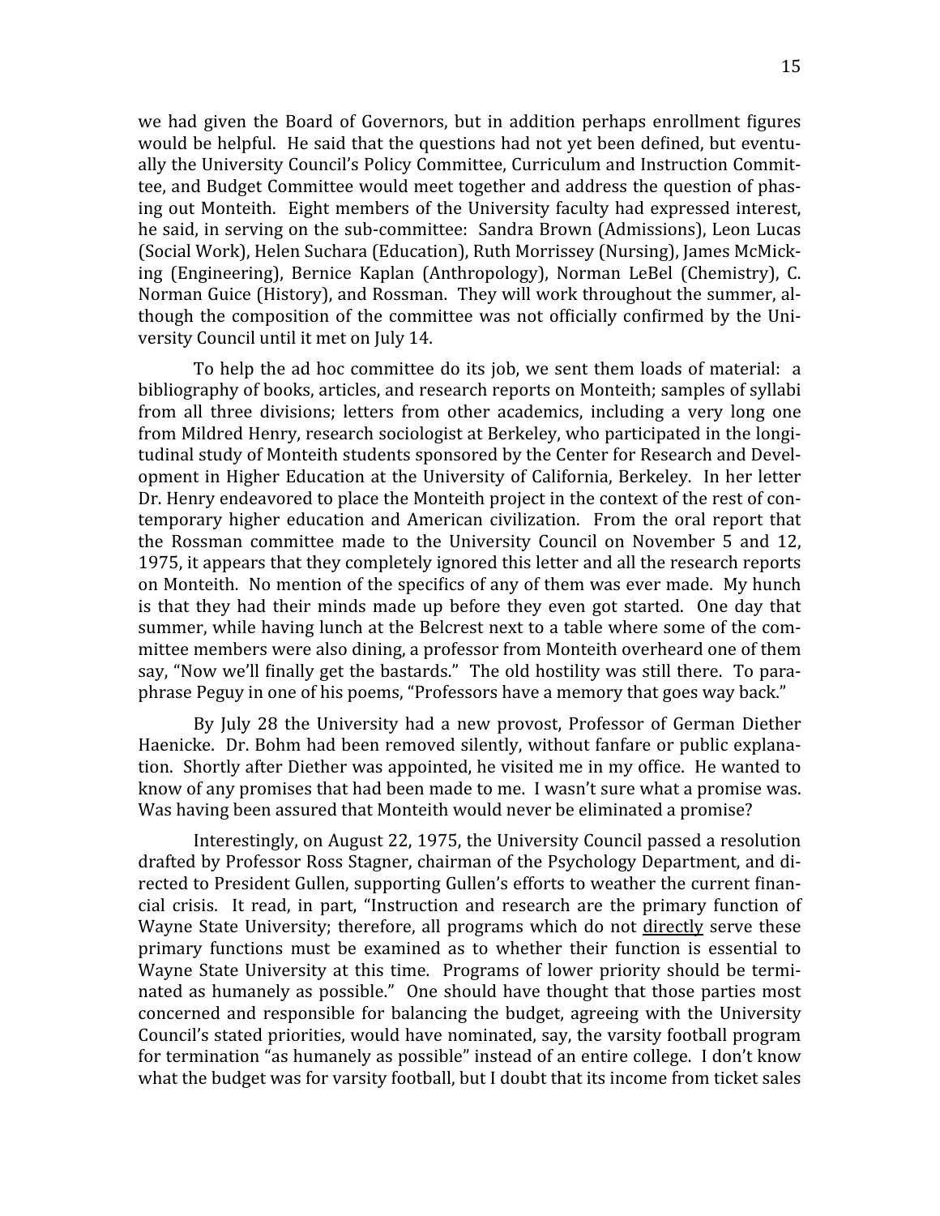we had given the Board of Governors, but in addition perhaps enrollment figures would be helpful. He said that the questions had not yet been defined, but eventually the University Council's Policy Committee, Curriculum and Instruction Committee, and Budget Committee would meet together and address the question of phasing out Monteith. Eight members of the University faculty had expressed interest, he said, in serving on the sub-committee: Sandra Brown (Admissions), Leon Lucas (Social Work), Helen Suchara (Education), Ruth Morrissey (Nursing), James McMicking (Engineering), Bernice Kaplan (Anthropology), Norman LeBel (Chemistry), C. Norman Guice (History), and Rossman. They will work throughout the summer, although the composition of the committee was not officially confirmed by the University Council until it met on July 14.

To help the ad hoc committee do its job, we sent them loads of material: a bibliography of books, articles, and research reports on Monteith; samples of syllabi from all three divisions; letters from other academics, including a very long one from Mildred Henry, research sociologist at Berkeley, who participated in the longitudinal study of Monteith students sponsored by the Center for Research and Development in Higher Education at the University of California, Berkeley. In her letter Dr. Henry endeavored to place the Monteith project in the context of the rest of contemporary higher education and American civilization. From the oral report that the Rossman committee made to the University Council on November 5 and 12, 1975, it appears that they completely ignored this letter and all the research reports on Monteith. No mention of the specifics of any of them was ever made. My hunch is that they had their minds made up before they even got started. One day that summer, while having lunch at the Belcrest next to a table where some of the committee members were also dining, a professor from Monteith overheard one of them say, "Now we'll finally get the bastards." The old hostility was still there. To paraphrase Peguy in one of his poems, "Professors have a memory that goes way back."

By July 28 the University had a new provost, Professor of German Diether Haenicke. Dr. Bohm had been removed silently, without fanfare or public explanation. Shortly after Diether was appointed, he visited me in my office. He wanted to know of any promises that had been made to me. I wasn't sure what a promise was. Was having been assured that Monteith would never be eliminated a promise?

Interestingly, on August 22, 1975, the University Council passed a resolution drafted by Professor Ross Stagner, chairman of the Psychology Department, and directed to President Gullen, supporting Gullen's efforts to weather the current financial crisis. It read, in part, "Instruction and research are the primary function of Wayne State University; therefore, all programs which do not <u>directly</u> serve these primary functions must be examined as to whether their function is essential to Wayne State University at this time. Programs of lower priority should be terminated as humanely as possible." One should have thought that those parties most concerned and responsible for balancing the budget, agreeing with the University Council's stated priorities, would have nominated, say, the varsity football program for termination "as humanely as possible" instead of an entire college. I don't know what the budget was for varsity football, but I doubt that its income from ticket sales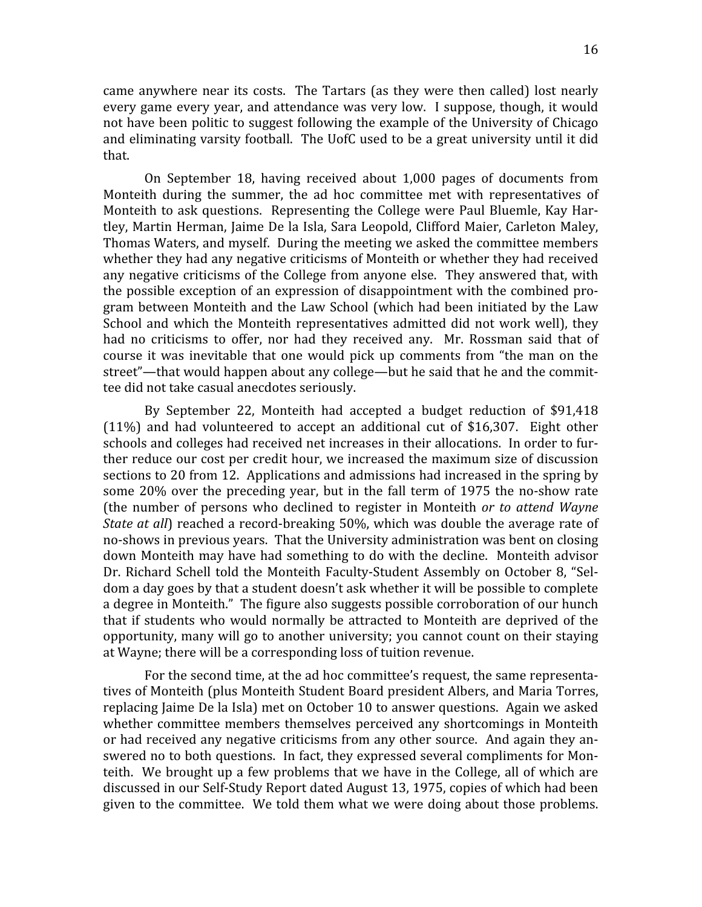came anywhere near its costs. The Tartars (as they were then called) lost nearly every game every year, and attendance was very low. I suppose, though, it would not have been politic to suggest following the example of the University of Chicago and eliminating varsity football. The UofC used to be a great university until it did that.

On September 18, having received about 1,000 pages of documents from Monteith during the summer, the ad hoc committee met with representatives of Monteith to ask questions. Representing the College were Paul Bluemle, Kay Hartley, Martin Herman, Jaime De la Isla, Sara Leopold, Clifford Maier, Carleton Maley, Thomas Waters, and myself. During the meeting we asked the committee members whether they had any negative criticisms of Monteith or whether they had received any negative criticisms of the College from anyone else. They answered that, with the possible exception of an expression of disappointment with the combined program between Monteith and the Law School (which had been initiated by the Law School and which the Monteith representatives admitted did not work well), they had no criticisms to offer, nor had they received any. Mr. Rossman said that of course it was inevitable that one would pick up comments from "the man on the street"—that would happen about any college—but he said that he and the committee did not take casual anecdotes seriously.

By September 22, Monteith had accepted a budget reduction of $91,418 (11%) and had volunteered to accept an additional cut of $16,307. Eight other schools and colleges had received net increases in their allocations. In order to further reduce our cost per credit hour, we increased the maximum size of discussion sections to 20 from 12. Applications and admissions had increased in the spring by some 20% over the preceding year, but in the fall term of 1975 the no-show rate (the number of persons who declined to register in Monteith *or to attend Wayne State at all*) reached a record-breaking 50%, which was double the average rate of no-shows in previous years. That the University administration was bent on closing down Monteith may have had something to do with the decline. Monteith advisor Dr. Richard Schell told the Monteith Faculty-Student Assembly on October 8, "Seldom a day goes by that a student doesn't ask whether it will be possible to complete a degree in Monteith." The figure also suggests possible corroboration of our hunch that if students who would normally be attracted to Monteith are deprived of the opportunity, many will go to another university; you cannot count on their staying at Wayne; there will be a corresponding loss of tuition revenue.

For the second time, at the ad hoc committee's request, the same representatives of Monteith (plus Monteith Student Board president Albers, and Maria Torres, replacing Jaime De la Isla) met on October 10 to answer questions. Again we asked whether committee members themselves perceived any shortcomings in Monteith or had received any negative criticisms from any other source. And again they answered no to both questions. In fact, they expressed several compliments for Monteith. We brought up a few problems that we have in the College, all of which are discussed in our Self-Study Report dated August 13, 1975, copies of which had been given to the committee. We told them what we were doing about those problems.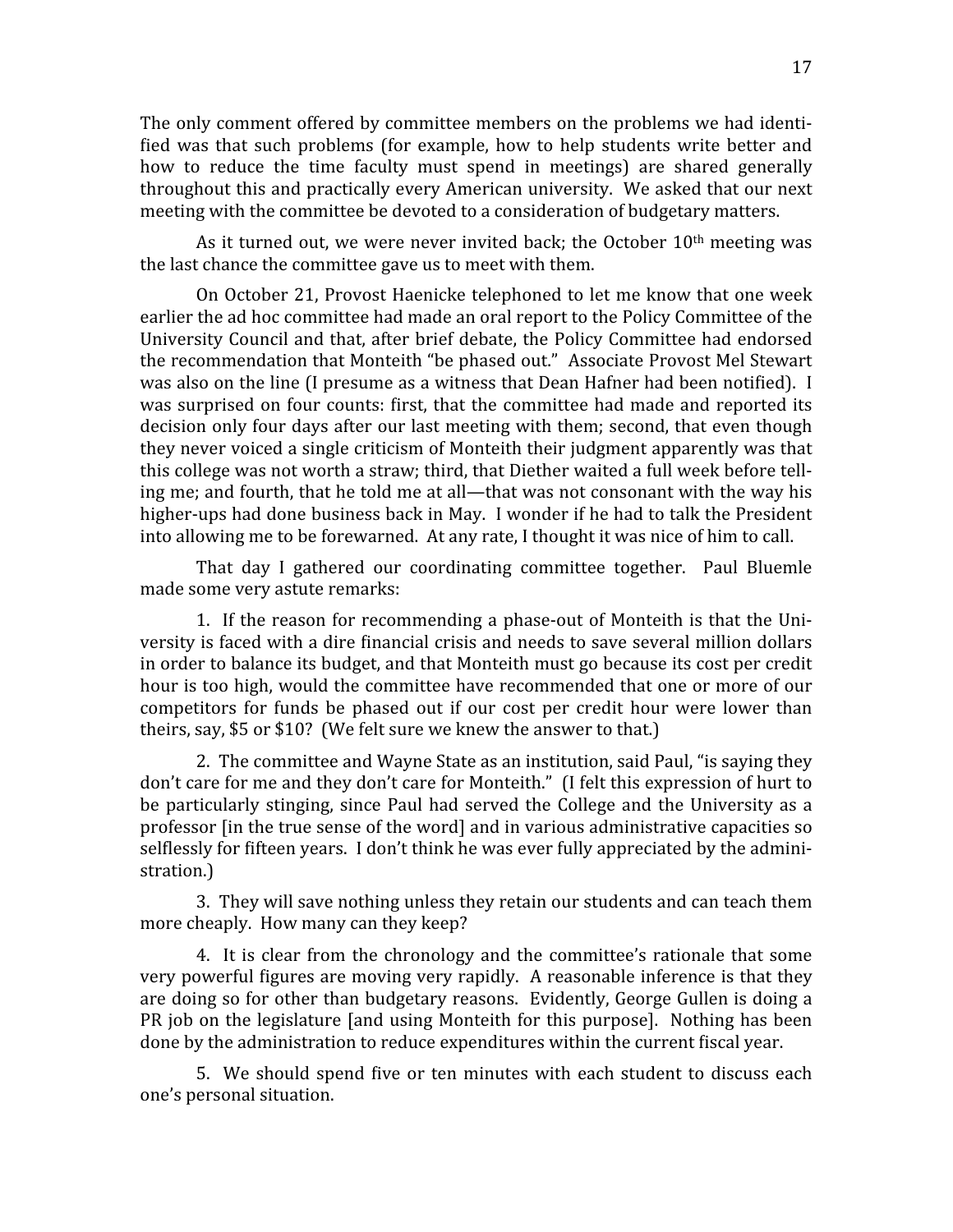The only comment offered by committee members on the problems we had identified was that such problems (for example, how to help students write better and how to reduce the time faculty must spend in meetings) are shared generally throughout this and practically every American university. We asked that our next meeting with the committee be devoted to a consideration of budgetary matters.

As it turned out, we were never invited back; the October 10th meeting was the last chance the committee gave us to meet with them.

On October 21, Provost Haenicke telephoned to let me know that one week earlier the ad hoc committee had made an oral report to the Policy Committee of the University Council and that, after brief debate, the Policy Committee had endorsed the recommendation that Monteith "be phased out." Associate Provost Mel Stewart was also on the line (I presume as a witness that Dean Hafner had been notified). I was surprised on four counts: first, that the committee had made and reported its decision only four days after our last meeting with them; second, that even though they never voiced a single criticism of Monteith their judgment apparently was that this college was not worth a straw; third, that Diether waited a full week before telling me; and fourth, that he told me at all—that was not consonant with the way his higher-ups had done business back in May. I wonder if he had to talk the President into allowing me to be forewarned. At any rate, I thought it was nice of him to call.

That day I gathered our coordinating committee together. Paul Bluemle made some very astute remarks:

1. If the reason for recommending a phase-out of Monteith is that the University is faced with a dire financial crisis and needs to save several million dollars in order to balance its budget, and that Monteith must go because its cost per credit hour is too high, would the committee have recommended that one or more of our competitors for funds be phased out if our cost per credit hour were lower than theirs, say, $5 or $10? (We felt sure we knew the answer to that.)

2. The committee and Wayne State as an institution, said Paul, "is saying they don't care for me and they don't care for Monteith." (I felt this expression of hurt to be particularly stinging, since Paul had served the College and the University as a professor [in the true sense of the word] and in various administrative capacities so selflessly for fifteen years. I don't think he was ever fully appreciated by the administration.)

3. They will save nothing unless they retain our students and can teach them more cheaply. How many can they keep?

4. It is clear from the chronology and the committee's rationale that some very powerful figures are moving very rapidly. A reasonable inference is that they are doing so for other than budgetary reasons. Evidently, George Gullen is doing a PR job on the legislature [and using Monteith for this purpose]. Nothing has been done by the administration to reduce expenditures within the current fiscal year.

5. We should spend five or ten minutes with each student to discuss each one's personal situation.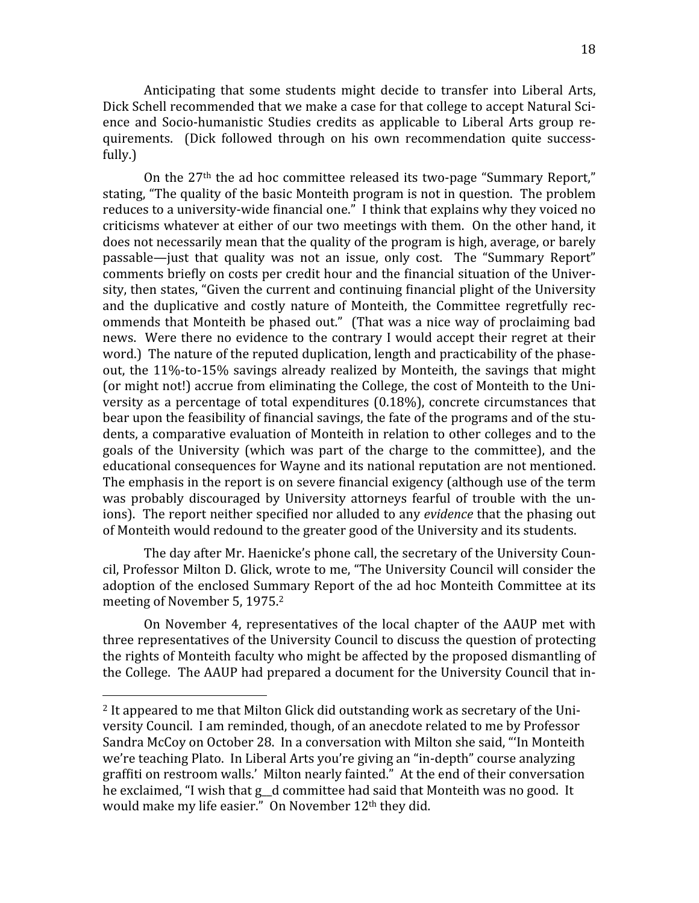Anticipating that some students might decide to transfer into Liberal Arts, Dick Schell recommended that we make a case for that college to accept Natural Science and Socio-humanistic Studies credits as applicable to Liberal Arts group requirements. (Dick followed through on his own recommendation quite successfully.)

On the 27th the ad hoc committee released its two-page "Summary Report," stating, "The quality of the basic Monteith program is not in question. The problem reduces to a university-wide financial one." I think that explains why they voiced no criticisms whatever at either of our two meetings with them. On the other hand, it does not necessarily mean that the quality of the program is high, average, or barely passable—just that quality was not an issue, only cost. The "Summary Report" comments briefly on costs per credit hour and the financial situation of the University, then states, "Given the current and continuing financial plight of the University and the duplicative and costly nature of Monteith, the Committee regretfully recommends that Monteith be phased out." (That was a nice way of proclaiming bad news. Were there no evidence to the contrary I would accept their regret at their word.) The nature of the reputed duplication, length and practicability of the phase-out, the 11%-to-15% savings already realized by Monteith, the savings that might (or might not!) accrue from eliminating the College, the cost of Monteith to the University as a percentage of total expenditures (0.18%), concrete circumstances that bear upon the feasibility of financial savings, the fate of the programs and of the students, a comparative evaluation of Monteith in relation to other colleges and to the goals of the University (which was part of the charge to the committee), and the educational consequences for Wayne and its national reputation are not mentioned. The emphasis in the report is on severe financial exigency (although use of the term was probably discouraged by University attorneys fearful of trouble with the unions). The report neither specified nor alluded to any *evidence* that the phasing out of Monteith would redound to the greater good of the University and its students.

The day after Mr. Haenicke's phone call, the secretary of the University Council, Professor Milton D. Glick, wrote to me, "The University Council will consider the adoption of the enclosed Summary Report of the ad hoc Monteith Committee at its meeting of November 5, 1975.[2]

On November 4, representatives of the local chapter of the AAUP met with three representatives of the University Council to discuss the question of protecting the rights of Monteith faculty who might be affected by the proposed dismantling of the College. The AAUP had prepared a document for the University Council that in-

---

[2] It appeared to me that Milton Glick did outstanding work as secretary of the University Council. I am reminded, though, of an anecdote related to me by Professor Sandra McCoy on October 28. In a conversation with Milton she said, "'In Monteith we're teaching Plato. In Liberal Arts you're giving an "in-depth" course analyzing graffiti on restroom walls.' Milton nearly fainted." At the end of their conversation he exclaimed, "I wish that g__d committee had said that Monteith was no good. It would make my life easier." On November 12th they did.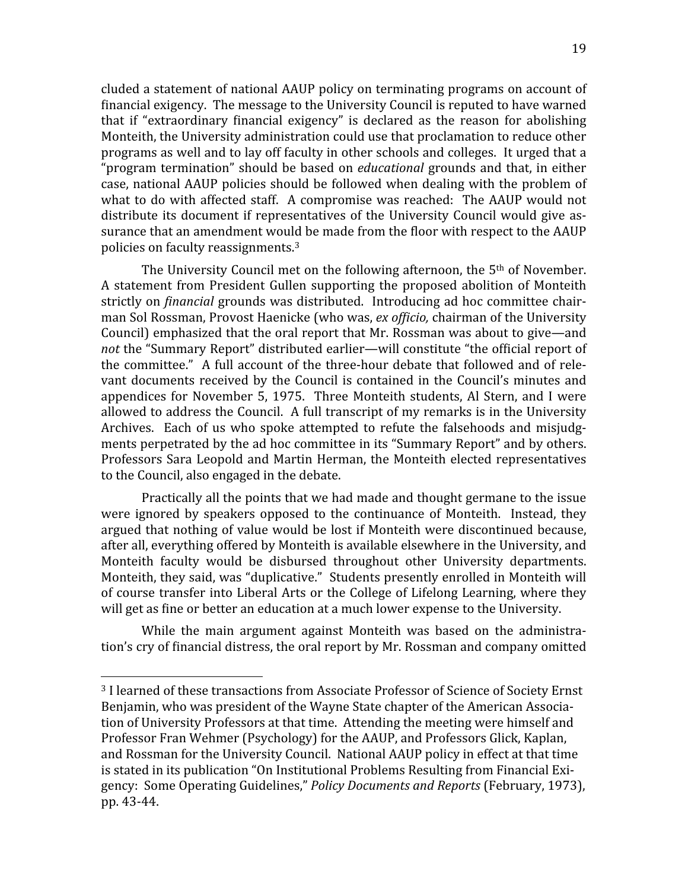cluded a statement of national AAUP policy on terminating programs on account of financial exigency. The message to the University Council is reputed to have warned that if "extraordinary financial exigency" is declared as the reason for abolishing Monteith, the University administration could use that proclamation to reduce other programs as well and to lay off faculty in other schools and colleges. It urged that a "program termination" should be based on *educational* grounds and that, in either case, national AAUP policies should be followed when dealing with the problem of what to do with affected staff. A compromise was reached: The AAUP would not distribute its document if representatives of the University Council would give assurance that an amendment would be made from the floor with respect to the AAUP policies on faculty reassignments.[3]

The University Council met on the following afternoon, the 5th of November. A statement from President Gullen supporting the proposed abolition of Monteith strictly on *financial* grounds was distributed. Introducing ad hoc committee chairman Sol Rossman, Provost Haenicke (who was, *ex officio,* chairman of the University Council) emphasized that the oral report that Mr. Rossman was about to give—and *not* the "Summary Report" distributed earlier—will constitute "the official report of the committee." A full account of the three-hour debate that followed and of relevant documents received by the Council is contained in the Council's minutes and appendices for November 5, 1975. Three Monteith students, Al Stern, and I were allowed to address the Council. A full transcript of my remarks is in the University Archives. Each of us who spoke attempted to refute the falsehoods and misjudgments perpetrated by the ad hoc committee in its "Summary Report" and by others. Professors Sara Leopold and Martin Herman, the Monteith elected representatives to the Council, also engaged in the debate.

Practically all the points that we had made and thought germane to the issue were ignored by speakers opposed to the continuance of Monteith. Instead, they argued that nothing of value would be lost if Monteith were discontinued because, after all, everything offered by Monteith is available elsewhere in the University, and Monteith faculty would be disbursed throughout other University departments. Monteith, they said, was "duplicative." Students presently enrolled in Monteith will of course transfer into Liberal Arts or the College of Lifelong Learning, where they will get as fine or better an education at a much lower expense to the University.

While the main argument against Monteith was based on the administration's cry of financial distress, the oral report by Mr. Rossman and company omitted

---

[3] I learned of these transactions from Associate Professor of Science of Society Ernst Benjamin, who was president of the Wayne State chapter of the American Association of University Professors at that time. Attending the meeting were himself and Professor Fran Wehmer (Psychology) for the AAUP, and Professors Glick, Kaplan, and Rossman for the University Council. National AAUP policy in effect at that time is stated in its publication "On Institutional Problems Resulting from Financial Exigency: Some Operating Guidelines," *Policy Documents and Reports* (February, 1973), pp. 43-44.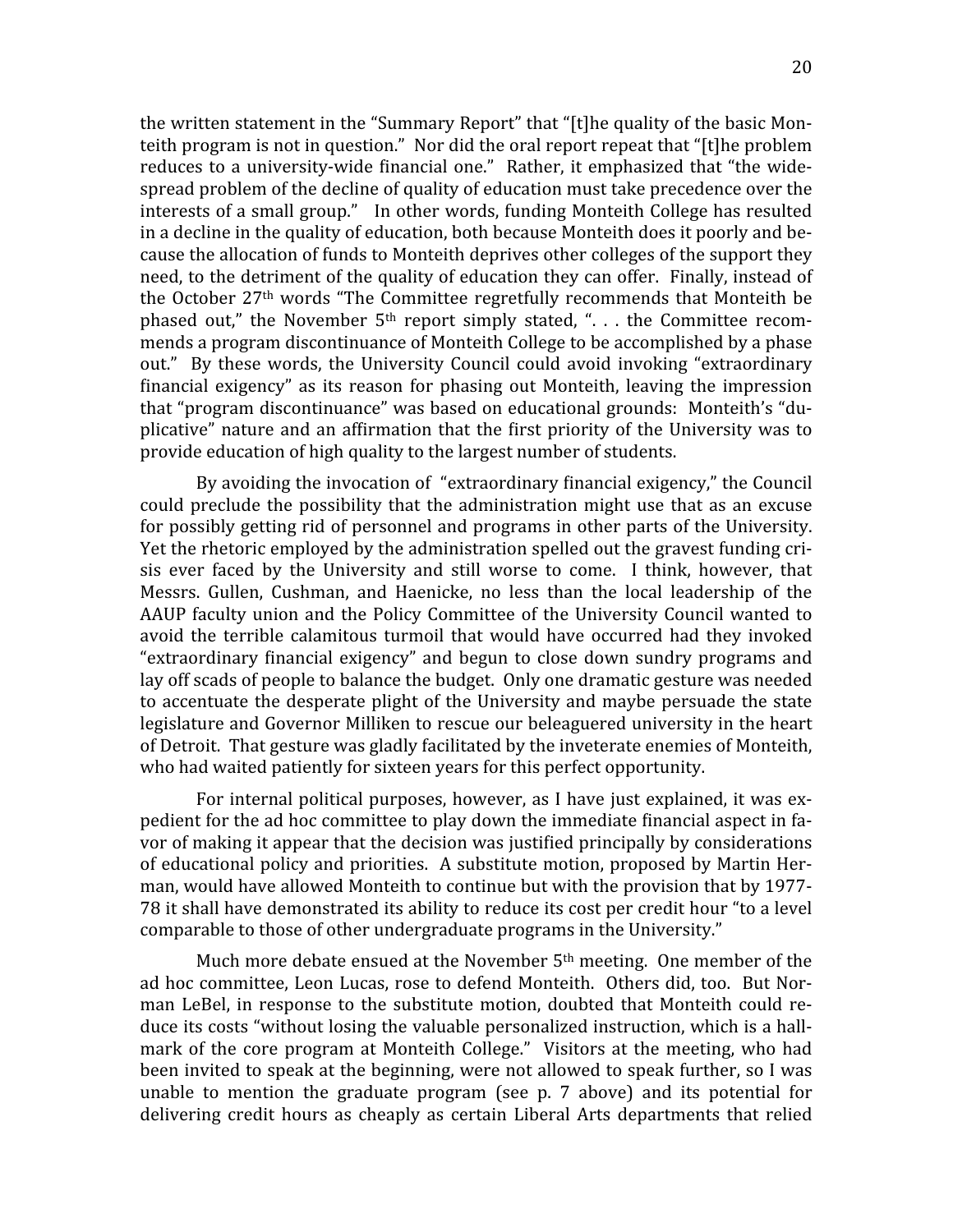the written statement in the "Summary Report" that "[t]he quality of the basic Monteith program is not in question." Nor did the oral report repeat that "[t]he problem reduces to a university-wide financial one." Rather, it emphasized that "the widespread problem of the decline of quality of education must take precedence over the interests of a small group." In other words, funding Monteith College has resulted in a decline in the quality of education, both because Monteith does it poorly and because the allocation of funds to Monteith deprives other colleges of the support they need, to the detriment of the quality of education they can offer. Finally, instead of the October 27th words "The Committee regretfully recommends that Monteith be phased out," the November 5th report simply stated, ". . . the Committee recommends a program discontinuance of Monteith College to be accomplished by a phase out." By these words, the University Council could avoid invoking "extraordinary financial exigency" as its reason for phasing out Monteith, leaving the impression that "program discontinuance" was based on educational grounds: Monteith's "duplicative" nature and an affirmation that the first priority of the University was to provide education of high quality to the largest number of students.

By avoiding the invocation of "extraordinary financial exigency," the Council could preclude the possibility that the administration might use that as an excuse for possibly getting rid of personnel and programs in other parts of the University. Yet the rhetoric employed by the administration spelled out the gravest funding crisis ever faced by the University and still worse to come. I think, however, that Messrs. Gullen, Cushman, and Haenicke, no less than the local leadership of the AAUP faculty union and the Policy Committee of the University Council wanted to avoid the terrible calamitous turmoil that would have occurred had they invoked "extraordinary financial exigency" and begun to close down sundry programs and lay off scads of people to balance the budget. Only one dramatic gesture was needed to accentuate the desperate plight of the University and maybe persuade the state legislature and Governor Milliken to rescue our beleaguered university in the heart of Detroit. That gesture was gladly facilitated by the inveterate enemies of Monteith, who had waited patiently for sixteen years for this perfect opportunity.

For internal political purposes, however, as I have just explained, it was expedient for the ad hoc committee to play down the immediate financial aspect in favor of making it appear that the decision was justified principally by considerations of educational policy and priorities. A substitute motion, proposed by Martin Herman, would have allowed Monteith to continue but with the provision that by 1977-78 it shall have demonstrated its ability to reduce its cost per credit hour "to a level comparable to those of other undergraduate programs in the University."

Much more debate ensued at the November 5th meeting. One member of the ad hoc committee, Leon Lucas, rose to defend Monteith. Others did, too. But Norman LeBel, in response to the substitute motion, doubted that Monteith could reduce its costs "without losing the valuable personalized instruction, which is a hallmark of the core program at Monteith College." Visitors at the meeting, who had been invited to speak at the beginning, were not allowed to speak further, so I was unable to mention the graduate program (see p. 7 above) and its potential for delivering credit hours as cheaply as certain Liberal Arts departments that relied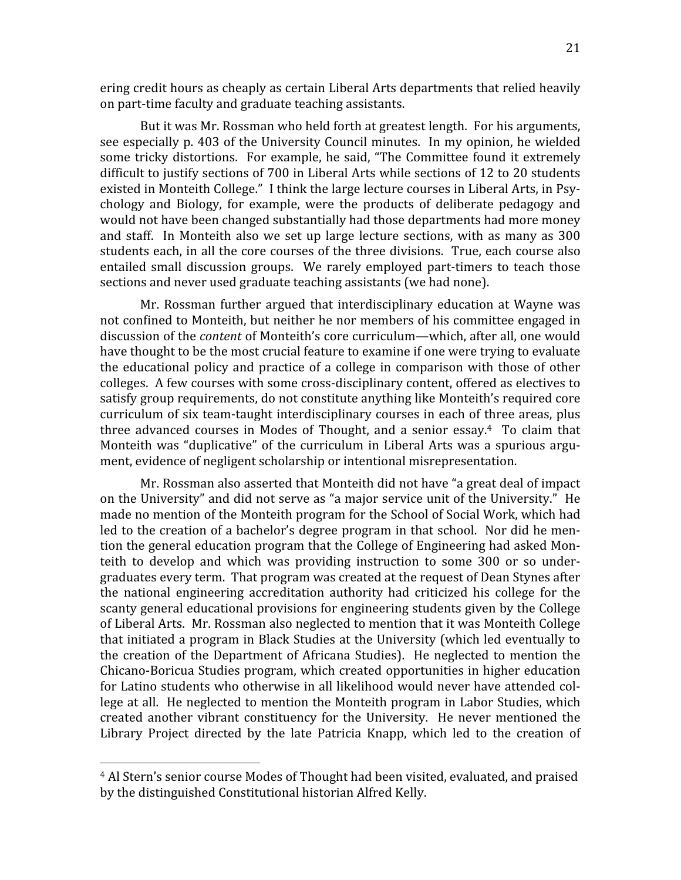ering credit hours as cheaply as certain Liberal Arts departments that relied heavily on part-time faculty and graduate teaching assistants.

But it was Mr. Rossman who held forth at greatest length. For his arguments, see especially p. 403 of the University Council minutes. In my opinion, he wielded some tricky distortions. For example, he said, "The Committee found it extremely difficult to justify sections of 700 in Liberal Arts while sections of 12 to 20 students existed in Monteith College." I think the large lecture courses in Liberal Arts, in Psychology and Biology, for example, were the products of deliberate pedagogy and would not have been changed substantially had those departments had more money and staff. In Monteith also we set up large lecture sections, with as many as 300 students each, in all the core courses of the three divisions. True, each course also entailed small discussion groups. We rarely employed part-timers to teach those sections and never used graduate teaching assistants (we had none).

Mr. Rossman further argued that interdisciplinary education at Wayne was not confined to Monteith, but neither he nor members of his committee engaged in discussion of the *content* of Monteith's core curriculum—which, after all, one would have thought to be the most crucial feature to examine if one were trying to evaluate the educational policy and practice of a college in comparison with those of other colleges. A few courses with some cross-disciplinary content, offered as electives to satisfy group requirements, do not constitute anything like Monteith's required core curriculum of six team-taught interdisciplinary courses in each of three areas, plus three advanced courses in Modes of Thought, and a senior essay.[4] To claim that Monteith was "duplicative" of the curriculum in Liberal Arts was a spurious argument, evidence of negligent scholarship or intentional misrepresentation.

Mr. Rossman also asserted that Monteith did not have "a great deal of impact on the University" and did not serve as "a major service unit of the University." He made no mention of the Monteith program for the School of Social Work, which had led to the creation of a bachelor's degree program in that school. Nor did he mention the general education program that the College of Engineering had asked Monteith to develop and which was providing instruction to some 300 or so undergraduates every term. That program was created at the request of Dean Stynes after the national engineering accreditation authority had criticized his college for the scanty general educational provisions for engineering students given by the College of Liberal Arts. Mr. Rossman also neglected to mention that it was Monteith College that initiated a program in Black Studies at the University (which led eventually to the creation of the Department of Africana Studies). He neglected to mention the Chicano-Boricua Studies program, which created opportunities in higher education for Latino students who otherwise in all likelihood would never have attended college at all. He neglected to mention the Monteith program in Labor Studies, which created another vibrant constituency for the University. He never mentioned the Library Project directed by the late Patricia Knapp, which led to the creation of

---

[4] Al Stern's senior course Modes of Thought had been visited, evaluated, and praised by the distinguished Constitutional historian Alfred Kelly.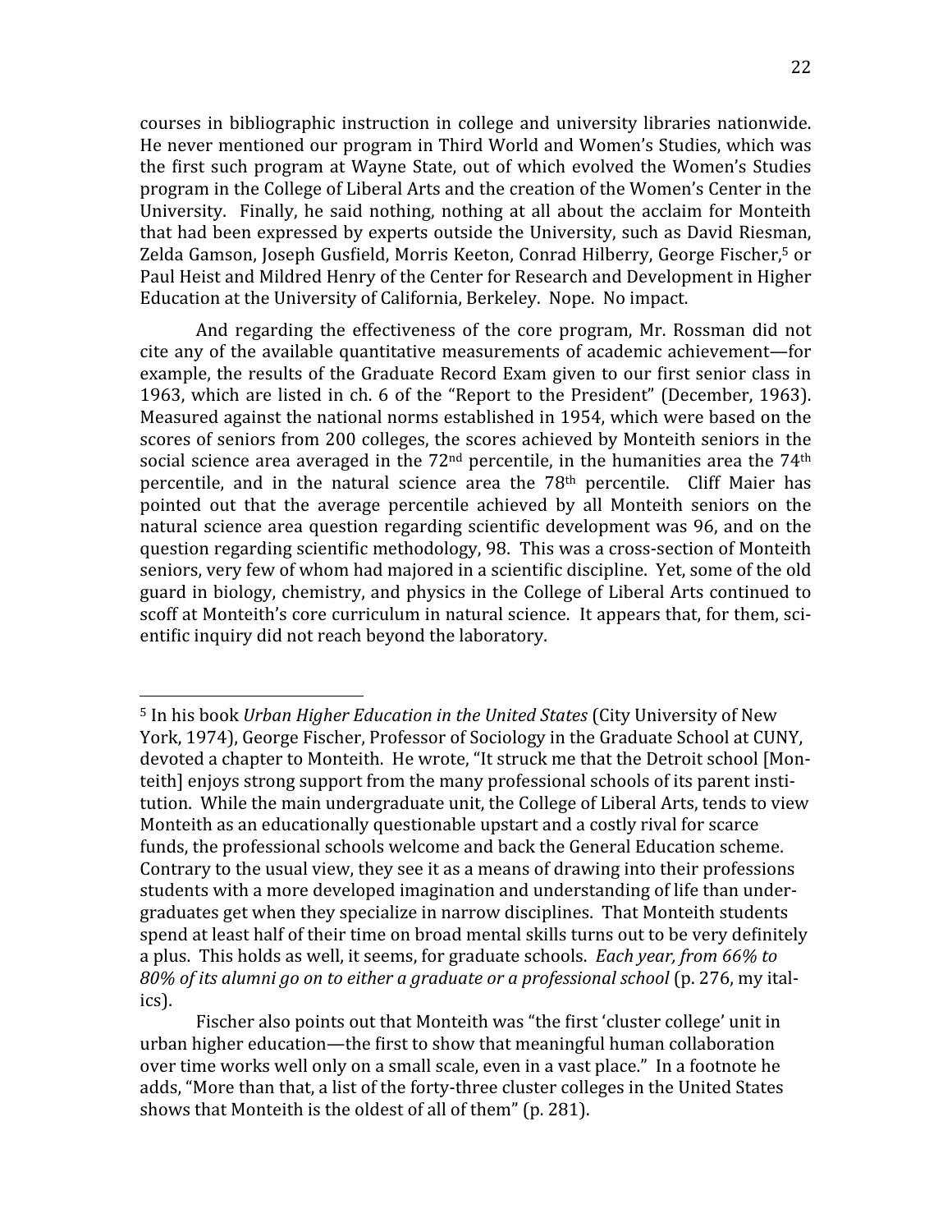courses in bibliographic instruction in college and university libraries nationwide. He never mentioned our program in Third World and Women's Studies, which was the first such program at Wayne State, out of which evolved the Women's Studies program in the College of Liberal Arts and the creation of the Women's Center in the University. Finally, he said nothing, nothing at all about the acclaim for Monteith that had been expressed by experts outside the University, such as David Riesman, Zelda Gamson, Joseph Gusfield, Morris Keeton, Conrad Hilberry, George Fischer,[5] or Paul Heist and Mildred Henry of the Center for Research and Development in Higher Education at the University of California, Berkeley. Nope. No impact.

And regarding the effectiveness of the core program, Mr. Rossman did not cite any of the available quantitative measurements of academic achievement—for example, the results of the Graduate Record Exam given to our first senior class in 1963, which are listed in ch. 6 of the "Report to the President" (December, 1963). Measured against the national norms established in 1954, which were based on the scores of seniors from 200 colleges, the scores achieved by Monteith seniors in the social science area averaged in the 72nd percentile, in the humanities area the 74th percentile, and in the natural science area the 78th percentile. Cliff Maier has pointed out that the average percentile achieved by all Monteith seniors on the natural science area question regarding scientific development was 96, and on the question regarding scientific methodology, 98. This was a cross-section of Monteith seniors, very few of whom had majored in a scientific discipline. Yet, some of the old guard in biology, chemistry, and physics in the College of Liberal Arts continued to scoff at Monteith's core curriculum in natural science. It appears that, for them, scientific inquiry did not reach beyond the laboratory.

---

[5] In his book *Urban Higher Education in the United States* (City University of New York, 1974), George Fischer, Professor of Sociology in the Graduate School at CUNY, devoted a chapter to Monteith. He wrote, "It struck me that the Detroit school [Monteith] enjoys strong support from the many professional schools of its parent institution. While the main undergraduate unit, the College of Liberal Arts, tends to view Monteith as an educationally questionable upstart and a costly rival for scarce funds, the professional schools welcome and back the General Education scheme. Contrary to the usual view, they see it as a means of drawing into their professions students with a more developed imagination and understanding of life than undergraduates get when they specialize in narrow disciplines. That Monteith students spend at least half of their time on broad mental skills turns out to be very definitely a plus. This holds as well, it seems, for graduate schools. *Each year, from 66% to 80% of its alumni go on to either a graduate or a professional school* (p. 276, my italics).

Fischer also points out that Monteith was "the first 'cluster college' unit in urban higher education—the first to show that meaningful human collaboration over time works well only on a small scale, even in a vast place." In a footnote he adds, "More than that, a list of the forty-three cluster colleges in the United States shows that Monteith is the oldest of all of them" (p. 281).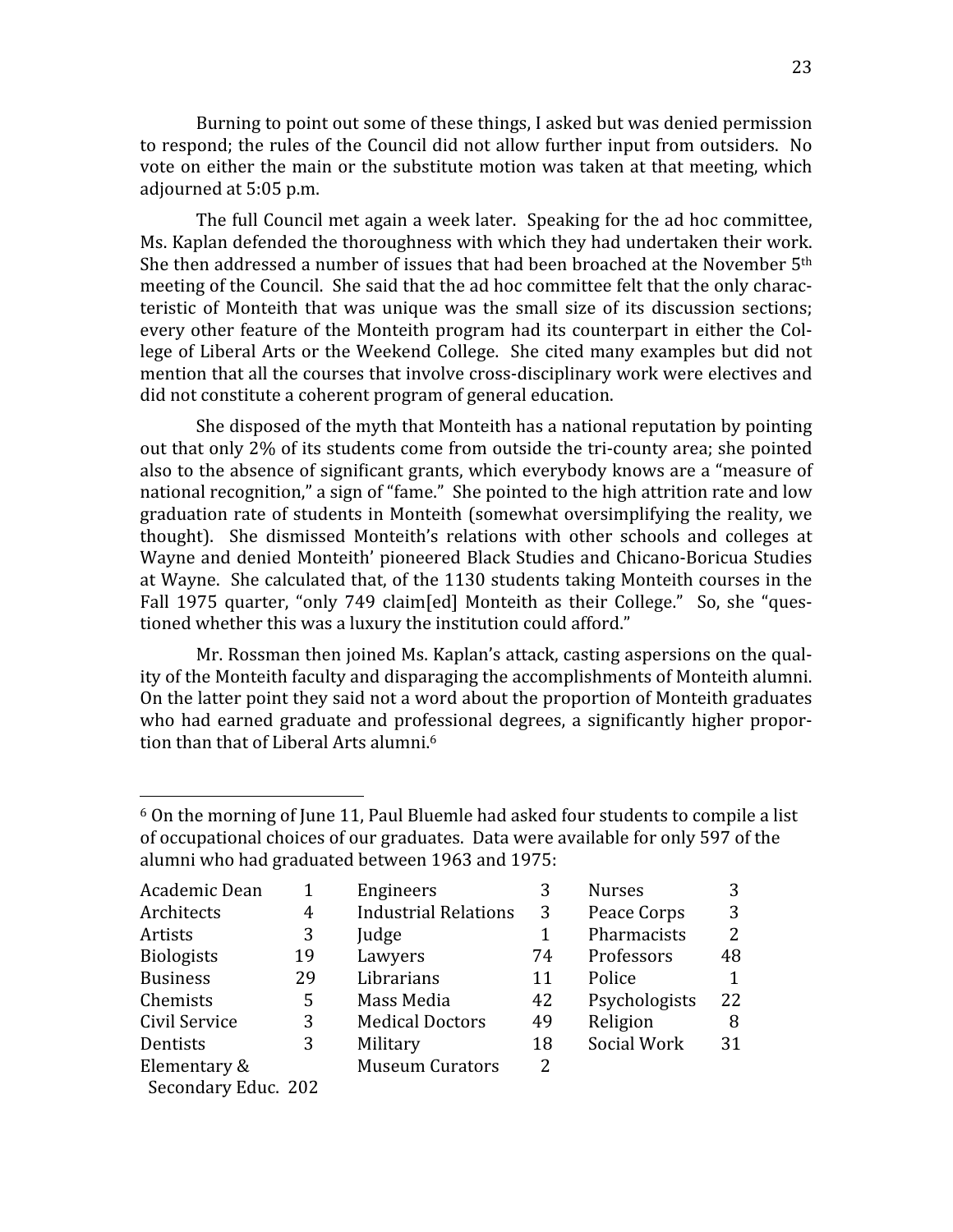Burning to point out some of these things, I asked but was denied permission to respond; the rules of the Council did not allow further input from outsiders. No vote on either the main or the substitute motion was taken at that meeting, which adjourned at 5:05 p.m.

The full Council met again a week later. Speaking for the ad hoc committee, Ms. Kaplan defended the thoroughness with which they had undertaken their work. She then addressed a number of issues that had been broached at the November 5th meeting of the Council. She said that the ad hoc committee felt that the only characteristic of Monteith that was unique was the small size of its discussion sections; every other feature of the Monteith program had its counterpart in either the College of Liberal Arts or the Weekend College. She cited many examples but did not mention that all the courses that involve cross-disciplinary work were electives and did not constitute a coherent program of general education.

She disposed of the myth that Monteith has a national reputation by pointing out that only 2% of its students come from outside the tri-county area; she pointed also to the absence of significant grants, which everybody knows are a "measure of national recognition," a sign of "fame." She pointed to the high attrition rate and low graduation rate of students in Monteith (somewhat oversimplifying the reality, we thought). She dismissed Monteith's relations with other schools and colleges at Wayne and denied Monteith' pioneered Black Studies and Chicano-Boricua Studies at Wayne. She calculated that, of the 1130 students taking Monteith courses in the Fall 1975 quarter, "only 749 claim[ed] Monteith as their College." So, she "questioned whether this was a luxury the institution could afford."

Mr. Rossman then joined Ms. Kaplan's attack, casting aspersions on the quality of the Monteith faculty and disparaging the accomplishments of Monteith alumni. On the latter point they said not a word about the proportion of Monteith graduates who had earned graduate and professional degrees, a significantly higher proportion than that of Liberal Arts alumni.[6]

---

[6] On the morning of June 11, Paul Bluemle had asked four students to compile a list of occupational choices of our graduates. Data were available for only 597 of the alumni who had graduated between 1963 and 1975:

| | | | | | |
|---|---|---|---|---|---|
| Academic Dean | 1 | Engineers | 3 | Nurses | 3 |
| Architects | 4 | Industrial Relations | 3 | Peace Corps | 3 |
| Artists | 3 | Judge | 1 | Pharmacists | 2 |
| Biologists | 19 | Lawyers | 74 | Professors | 48 |
| Business | 29 | Librarians | 11 | Police | 1 |
| Chemists | 5 | Mass Media | 42 | Psychologists | 22 |
| Civil Service | 3 | Medical Doctors | 49 | Religion | 8 |
| Dentists | 3 | Military | 18 | Social Work | 31 |
| Elementary & Secondary Educ. | 202 | Museum Curators | 2 | | |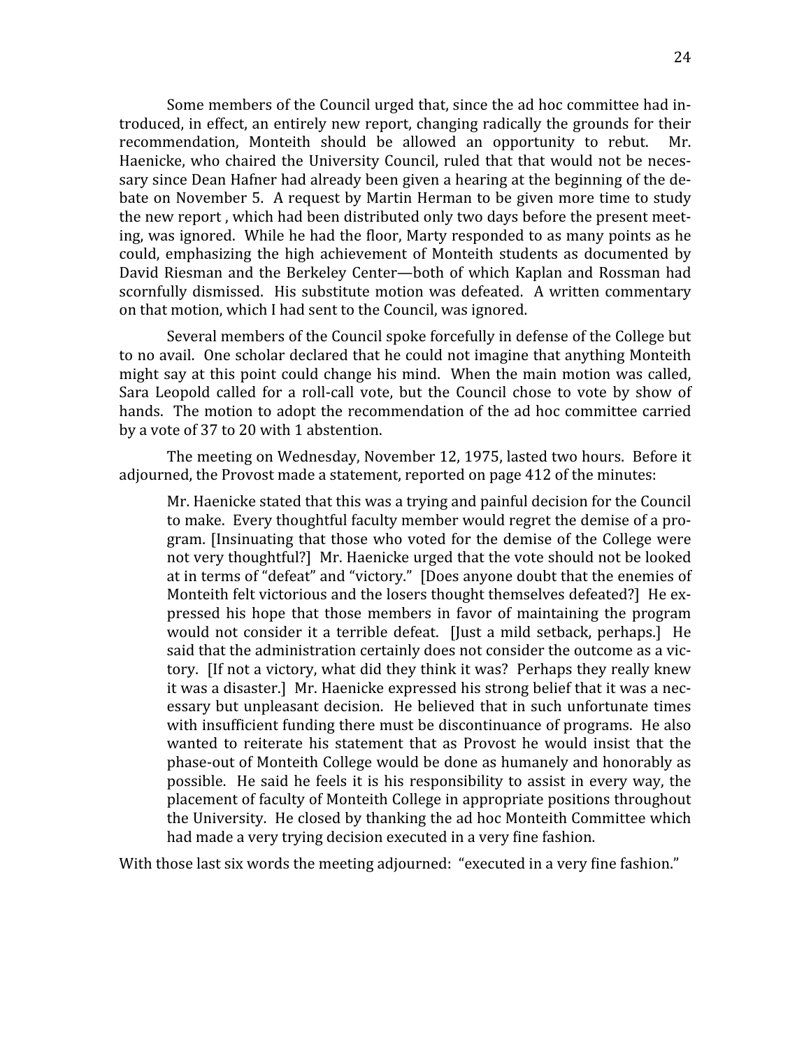Some members of the Council urged that, since the ad hoc committee had introduced, in effect, an entirely new report, changing radically the grounds for their recommendation, Monteith should be allowed an opportunity to rebut. Mr. Haenicke, who chaired the University Council, ruled that that would not be necessary since Dean Hafner had already been given a hearing at the beginning of the debate on November 5. A request by Martin Herman to be given more time to study the new report , which had been distributed only two days before the present meeting, was ignored. While he had the floor, Marty responded to as many points as he could, emphasizing the high achievement of Monteith students as documented by David Riesman and the Berkeley Center—both of which Kaplan and Rossman had scornfully dismissed. His substitute motion was defeated. A written commentary on that motion, which I had sent to the Council, was ignored.

Several members of the Council spoke forcefully in defense of the College but to no avail. One scholar declared that he could not imagine that anything Monteith might say at this point could change his mind. When the main motion was called, Sara Leopold called for a roll-call vote, but the Council chose to vote by show of hands. The motion to adopt the recommendation of the ad hoc committee carried by a vote of 37 to 20 with 1 abstention.

The meeting on Wednesday, November 12, 1975, lasted two hours. Before it adjourned, the Provost made a statement, reported on page 412 of the minutes:

> Mr. Haenicke stated that this was a trying and painful decision for the Council to make. Every thoughtful faculty member would regret the demise of a program. [Insinuating that those who voted for the demise of the College were not very thoughtful?] Mr. Haenicke urged that the vote should not be looked at in terms of "defeat" and "victory." [Does anyone doubt that the enemies of Monteith felt victorious and the losers thought themselves defeated?] He expressed his hope that those members in favor of maintaining the program would not consider it a terrible defeat. [Just a mild setback, perhaps.] He said that the administration certainly does not consider the outcome as a victory. [If not a victory, what did they think it was? Perhaps they really knew it was a disaster.] Mr. Haenicke expressed his strong belief that it was a necessary but unpleasant decision. He believed that in such unfortunate times with insufficient funding there must be discontinuance of programs. He also wanted to reiterate his statement that as Provost he would insist that the phase-out of Monteith College would be done as humanely and honorably as possible. He said he feels it is his responsibility to assist in every way, the placement of faculty of Monteith College in appropriate positions throughout the University. He closed by thanking the ad hoc Monteith Committee which had made a very trying decision executed in a very fine fashion.

With those last six words the meeting adjourned: "executed in a very fine fashion."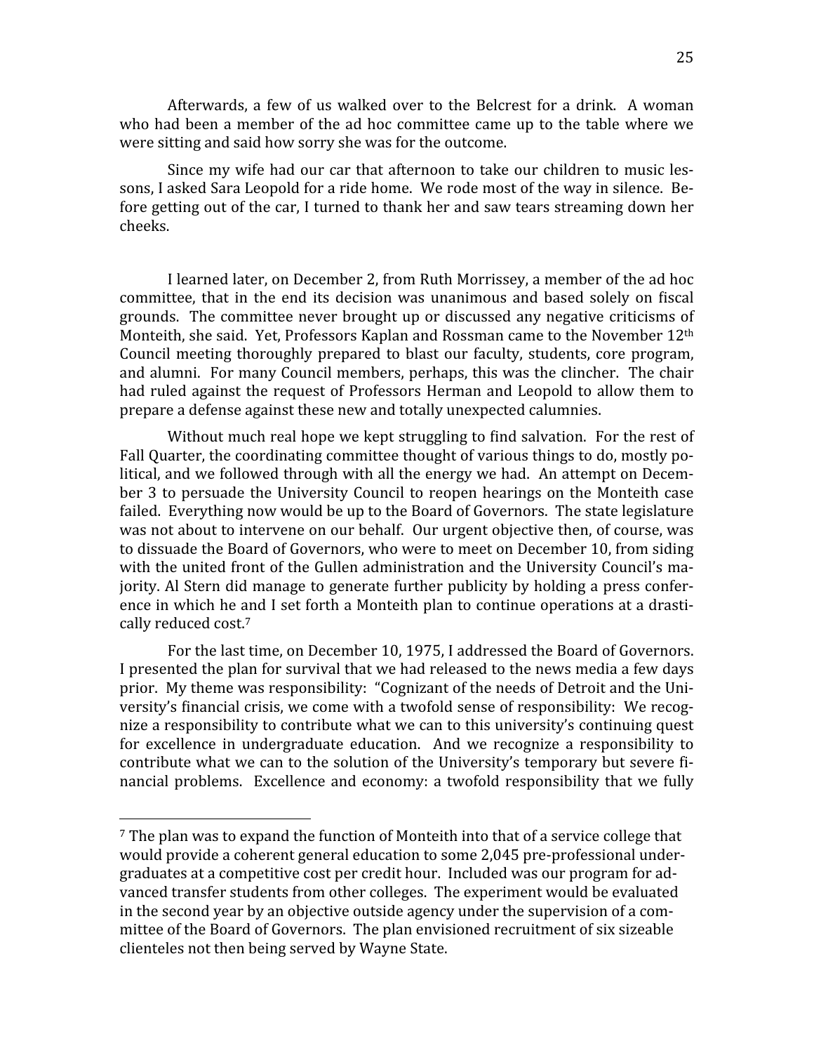Afterwards, a few of us walked over to the Belcrest for a drink. A woman who had been a member of the ad hoc committee came up to the table where we were sitting and said how sorry she was for the outcome.

Since my wife had our car that afternoon to take our children to music lessons, I asked Sara Leopold for a ride home. We rode most of the way in silence. Before getting out of the car, I turned to thank her and saw tears streaming down her cheeks.

I learned later, on December 2, from Ruth Morrissey, a member of the ad hoc committee, that in the end its decision was unanimous and based solely on fiscal grounds. The committee never brought up or discussed any negative criticisms of Monteith, she said. Yet, Professors Kaplan and Rossman came to the November 12th Council meeting thoroughly prepared to blast our faculty, students, core program, and alumni. For many Council members, perhaps, this was the clincher. The chair had ruled against the request of Professors Herman and Leopold to allow them to prepare a defense against these new and totally unexpected calumnies.

Without much real hope we kept struggling to find salvation. For the rest of Fall Quarter, the coordinating committee thought of various things to do, mostly political, and we followed through with all the energy we had. An attempt on December 3 to persuade the University Council to reopen hearings on the Monteith case failed. Everything now would be up to the Board of Governors. The state legislature was not about to intervene on our behalf. Our urgent objective then, of course, was to dissuade the Board of Governors, who were to meet on December 10, from siding with the united front of the Gullen administration and the University Council's majority. Al Stern did manage to generate further publicity by holding a press conference in which he and I set forth a Monteith plan to continue operations at a drastically reduced cost.[7]

For the last time, on December 10, 1975, I addressed the Board of Governors. I presented the plan for survival that we had released to the news media a few days prior. My theme was responsibility: "Cognizant of the needs of Detroit and the University's financial crisis, we come with a twofold sense of responsibility: We recognize a responsibility to contribute what we can to this university's continuing quest for excellence in undergraduate education. And we recognize a responsibility to contribute what we can to the solution of the University's temporary but severe financial problems. Excellence and economy: a twofold responsibility that we fully

---

[7] The plan was to expand the function of Monteith into that of a service college that would provide a coherent general education to some 2,045 pre-professional undergraduates at a competitive cost per credit hour. Included was our program for advanced transfer students from other colleges. The experiment would be evaluated in the second year by an objective outside agency under the supervision of a committee of the Board of Governors. The plan envisioned recruitment of six sizeable clienteles not then being served by Wayne State.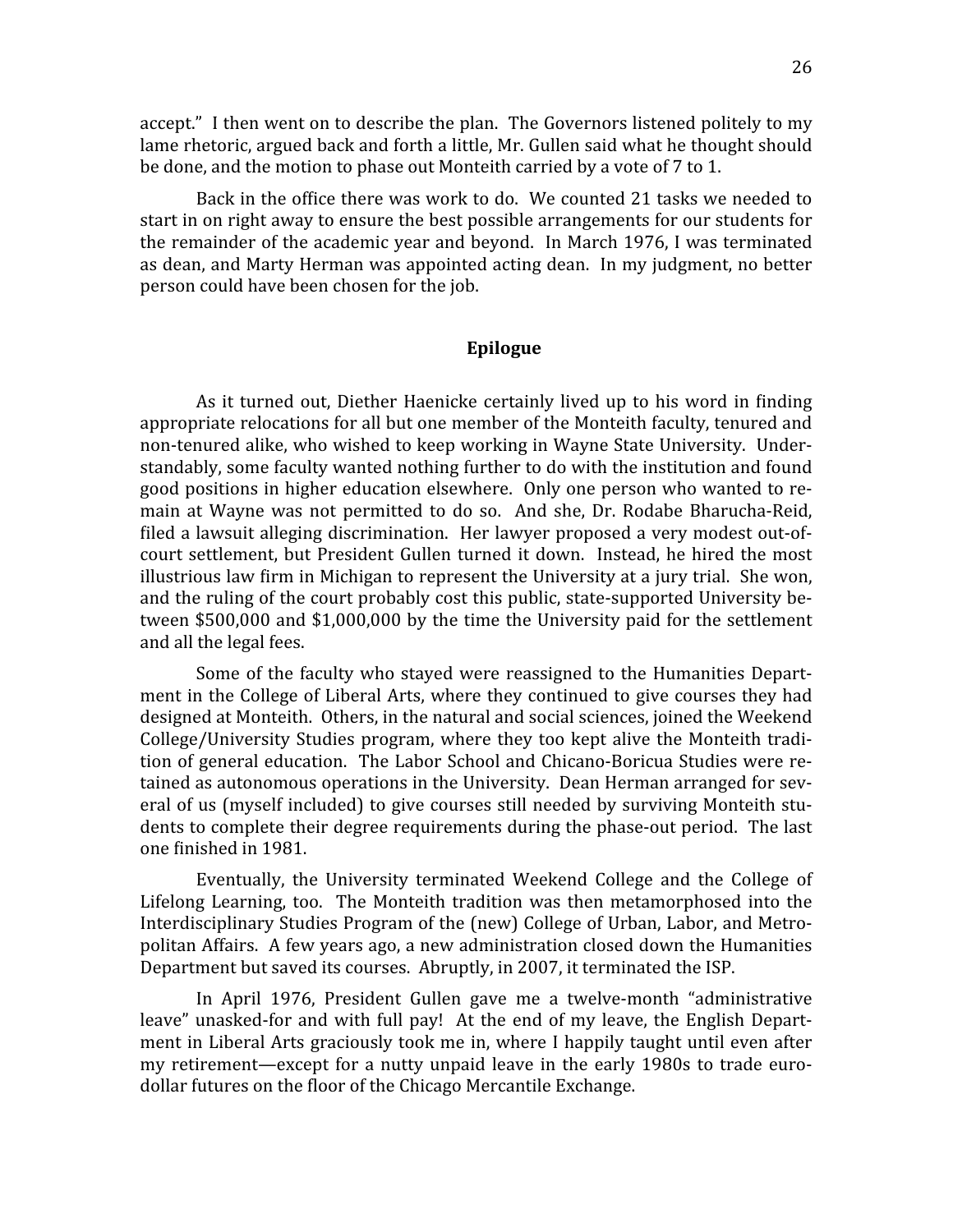accept." I then went on to describe the plan. The Governors listened politely to my lame rhetoric, argued back and forth a little, Mr. Gullen said what he thought should be done, and the motion to phase out Monteith carried by a vote of 7 to 1.

Back in the office there was work to do. We counted 21 tasks we needed to start in on right away to ensure the best possible arrangements for our students for the remainder of the academic year and beyond. In March 1976, I was terminated as dean, and Marty Herman was appointed acting dean. In my judgment, no better person could have been chosen for the job.

## Epilogue

As it turned out, Diether Haenicke certainly lived up to his word in finding appropriate relocations for all but one member of the Monteith faculty, tenured and non-tenured alike, who wished to keep working in Wayne State University. Understandably, some faculty wanted nothing further to do with the institution and found good positions in higher education elsewhere. Only one person who wanted to remain at Wayne was not permitted to do so. And she, Dr. Rodabe Bharucha-Reid, filed a lawsuit alleging discrimination. Her lawyer proposed a very modest out-of-court settlement, but President Gullen turned it down. Instead, he hired the most illustrious law firm in Michigan to represent the University at a jury trial. She won, and the ruling of the court probably cost this public, state-supported University between $500,000 and $1,000,000 by the time the University paid for the settlement and all the legal fees.

Some of the faculty who stayed were reassigned to the Humanities Department in the College of Liberal Arts, where they continued to give courses they had designed at Monteith. Others, in the natural and social sciences, joined the Weekend College/University Studies program, where they too kept alive the Monteith tradition of general education. The Labor School and Chicano-Boricua Studies were retained as autonomous operations in the University. Dean Herman arranged for several of us (myself included) to give courses still needed by surviving Monteith students to complete their degree requirements during the phase-out period. The last one finished in 1981.

Eventually, the University terminated Weekend College and the College of Lifelong Learning, too. The Monteith tradition was then metamorphosed into the Interdisciplinary Studies Program of the (new) College of Urban, Labor, and Metropolitan Affairs. A few years ago, a new administration closed down the Humanities Department but saved its courses. Abruptly, in 2007, it terminated the ISP.

In April 1976, President Gullen gave me a twelve-month "administrative leave" unasked-for and with full pay! At the end of my leave, the English Department in Liberal Arts graciously took me in, where I happily taught until even after my retirement—except for a nutty unpaid leave in the early 1980s to trade eurodollar futures on the floor of the Chicago Mercantile Exchange.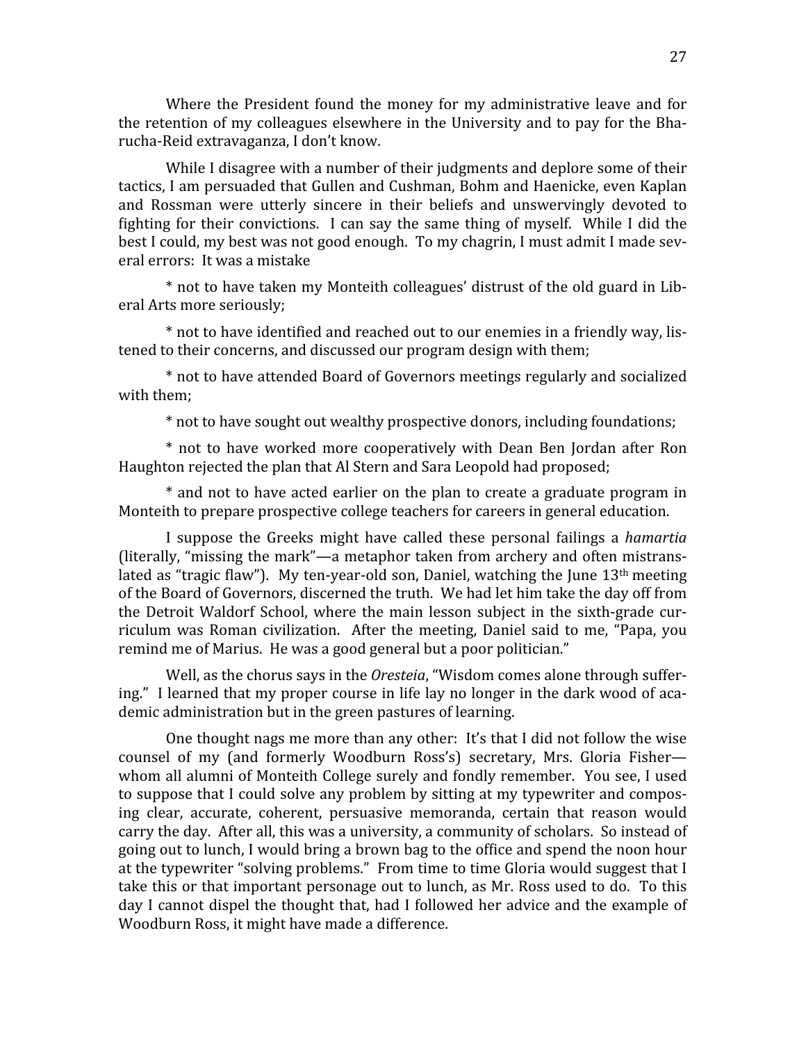Where the President found the money for my administrative leave and for the retention of my colleagues elsewhere in the University and to pay for the Bharucha-Reid extravaganza, I don't know.

While I disagree with a number of their judgments and deplore some of their tactics, I am persuaded that Gullen and Cushman, Bohm and Haenicke, even Kaplan and Rossman were utterly sincere in their beliefs and unswervingly devoted to fighting for their convictions. I can say the same thing of myself. While I did the best I could, my best was not good enough. To my chagrin, I must admit I made several errors: It was a mistake

* not to have taken my Monteith colleagues' distrust of the old guard in Liberal Arts more seriously;

* not to have identified and reached out to our enemies in a friendly way, listened to their concerns, and discussed our program design with them;

* not to have attended Board of Governors meetings regularly and socialized with them;

* not to have sought out wealthy prospective donors, including foundations;

* not to have worked more cooperatively with Dean Ben Jordan after Ron Haughton rejected the plan that Al Stern and Sara Leopold had proposed;

* and not to have acted earlier on the plan to create a graduate program in Monteith to prepare prospective college teachers for careers in general education.

I suppose the Greeks might have called these personal failings a *hamartia* (literally, "missing the mark"—a metaphor taken from archery and often mistranslated as "tragic flaw"). My ten-year-old son, Daniel, watching the June 13th meeting of the Board of Governors, discerned the truth. We had let him take the day off from the Detroit Waldorf School, where the main lesson subject in the sixth-grade curriculum was Roman civilization. After the meeting, Daniel said to me, "Papa, you remind me of Marius. He was a good general but a poor politician."

Well, as the chorus says in the *Oresteia*, "Wisdom comes alone through suffering." I learned that my proper course in life lay no longer in the dark wood of academic administration but in the green pastures of learning.

One thought nags me more than any other: It's that I did not follow the wise counsel of my (and formerly Woodburn Ross's) secretary, Mrs. Gloria Fisher—whom all alumni of Monteith College surely and fondly remember. You see, I used to suppose that I could solve any problem by sitting at my typewriter and composing clear, accurate, coherent, persuasive memoranda, certain that reason would carry the day. After all, this was a university, a community of scholars. So instead of going out to lunch, I would bring a brown bag to the office and spend the noon hour at the typewriter "solving problems." From time to time Gloria would suggest that I take this or that important personage out to lunch, as Mr. Ross used to do. To this day I cannot dispel the thought that, had I followed her advice and the example of Woodburn Ross, it might have made a difference.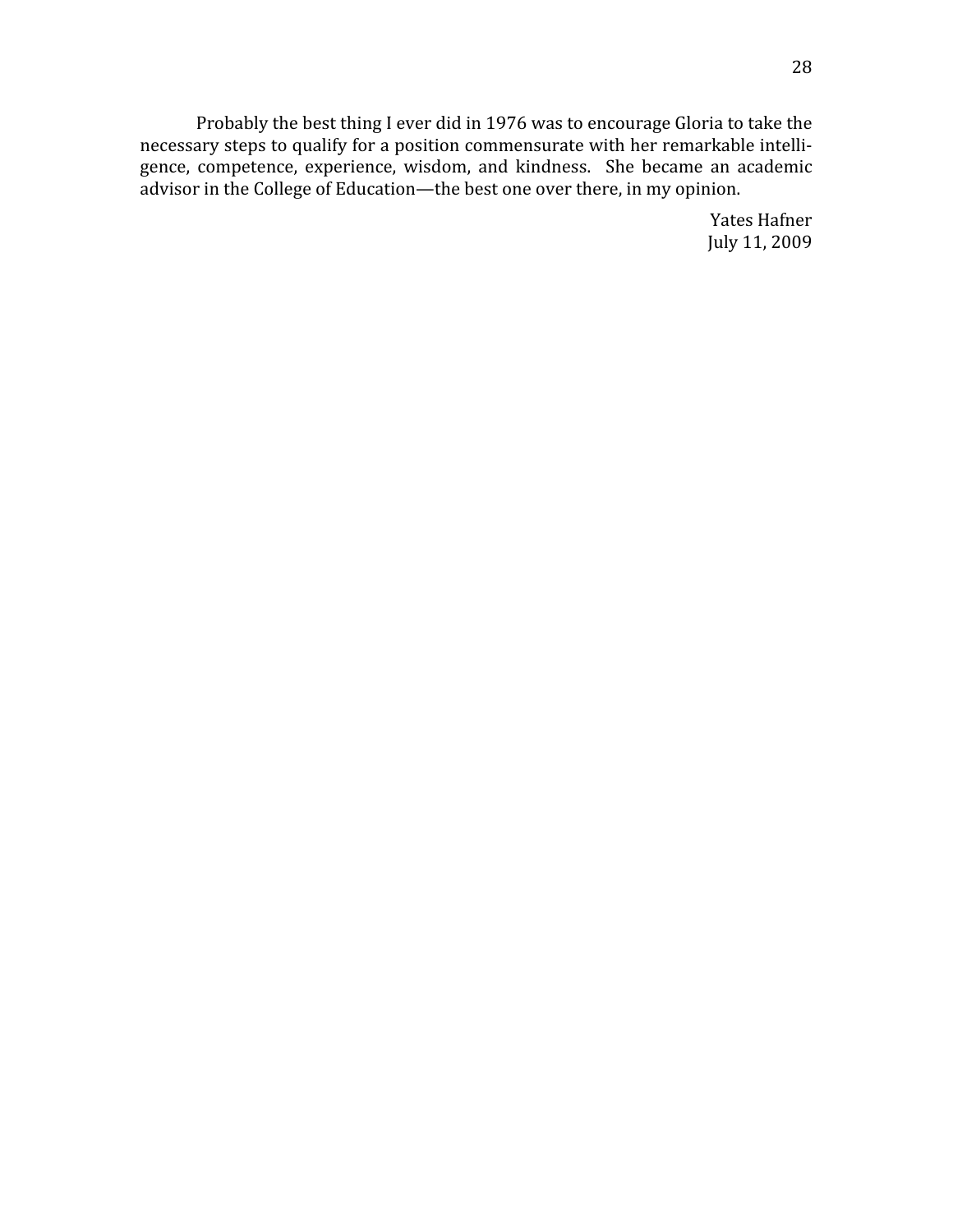Probably the best thing I ever did in 1976 was to encourage Gloria to take the necessary steps to qualify for a position commensurate with her remarkable intelligence, competence, experience, wisdom, and kindness. She became an academic advisor in the College of Education—the best one over there, in my opinion.

Yates Hafner  
July 11, 2009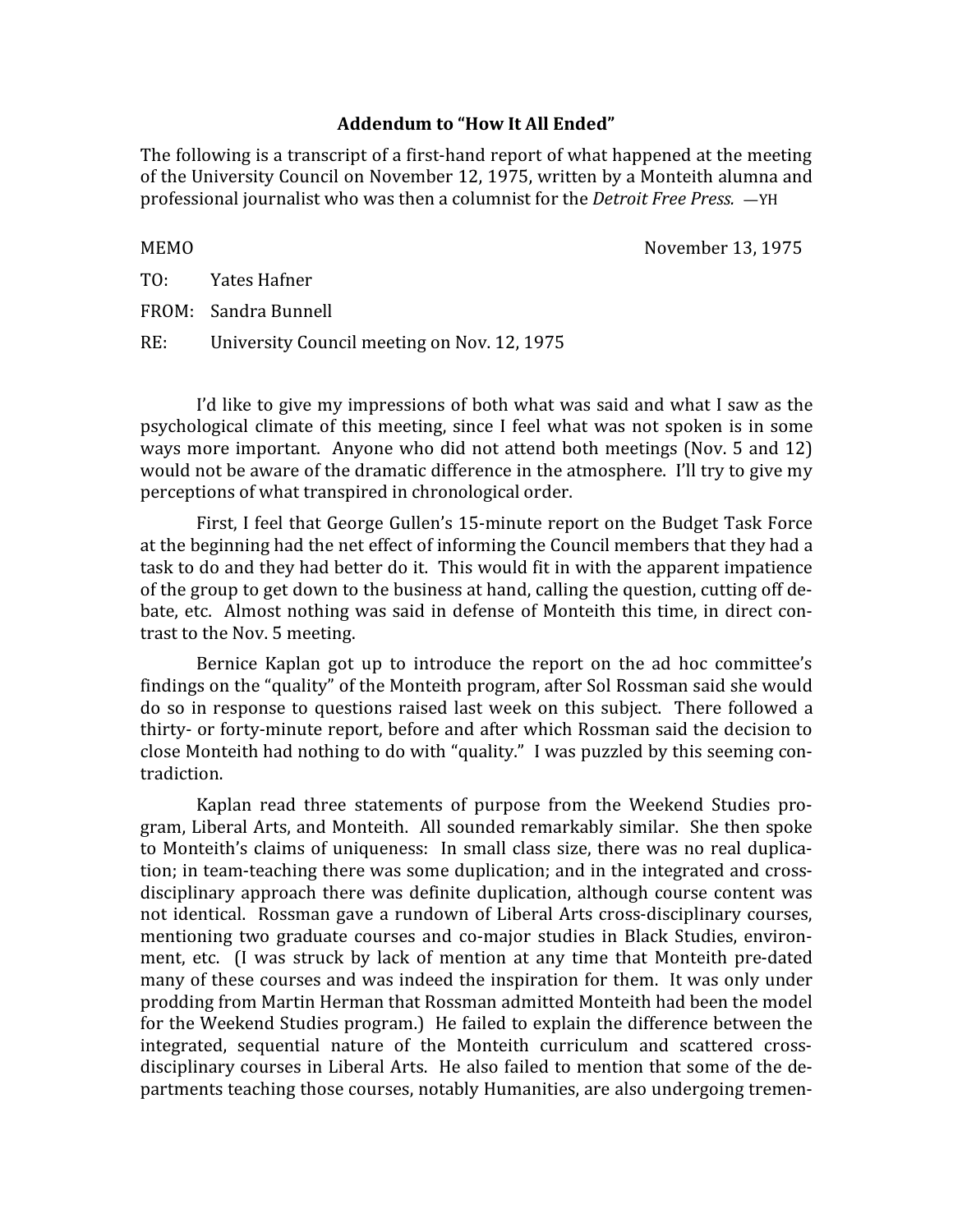## Addendum to "How It All Ended"

The following is a transcript of a first-hand report of what happened at the meeting of the University Council on November 12, 1975, written by a Monteith alumna and professional journalist who was then a columnist for the *Detroit Free Press.* —YH

MEMO November 13, 1975

TO: Yates Hafner

FROM: Sandra Bunnell

RE: University Council meeting on Nov. 12, 1975

I'd like to give my impressions of both what was said and what I saw as the psychological climate of this meeting, since I feel what was not spoken is in some ways more important. Anyone who did not attend both meetings (Nov. 5 and 12) would not be aware of the dramatic difference in the atmosphere. I'll try to give my perceptions of what transpired in chronological order.

First, I feel that George Gullen's 15-minute report on the Budget Task Force at the beginning had the net effect of informing the Council members that they had a task to do and they had better do it. This would fit in with the apparent impatience of the group to get down to the business at hand, calling the question, cutting off debate, etc. Almost nothing was said in defense of Monteith this time, in direct contrast to the Nov. 5 meeting.

Bernice Kaplan got up to introduce the report on the ad hoc committee's findings on the "quality" of the Monteith program, after Sol Rossman said she would do so in response to questions raised last week on this subject. There followed a thirty- or forty-minute report, before and after which Rossman said the decision to close Monteith had nothing to do with "quality." I was puzzled by this seeming contradiction.

Kaplan read three statements of purpose from the Weekend Studies program, Liberal Arts, and Monteith. All sounded remarkably similar. She then spoke to Monteith's claims of uniqueness: In small class size, there was no real duplication; in team-teaching there was some duplication; and in the integrated and cross-disciplinary approach there was definite duplication, although course content was not identical. Rossman gave a rundown of Liberal Arts cross-disciplinary courses, mentioning two graduate courses and co-major studies in Black Studies, environment, etc. (I was struck by lack of mention at any time that Monteith pre-dated many of these courses and was indeed the inspiration for them. It was only under prodding from Martin Herman that Rossman admitted Monteith had been the model for the Weekend Studies program.) He failed to explain the difference between the integrated, sequential nature of the Monteith curriculum and scattered cross-disciplinary courses in Liberal Arts. He also failed to mention that some of the departments teaching those courses, notably Humanities, are also undergoing tremen-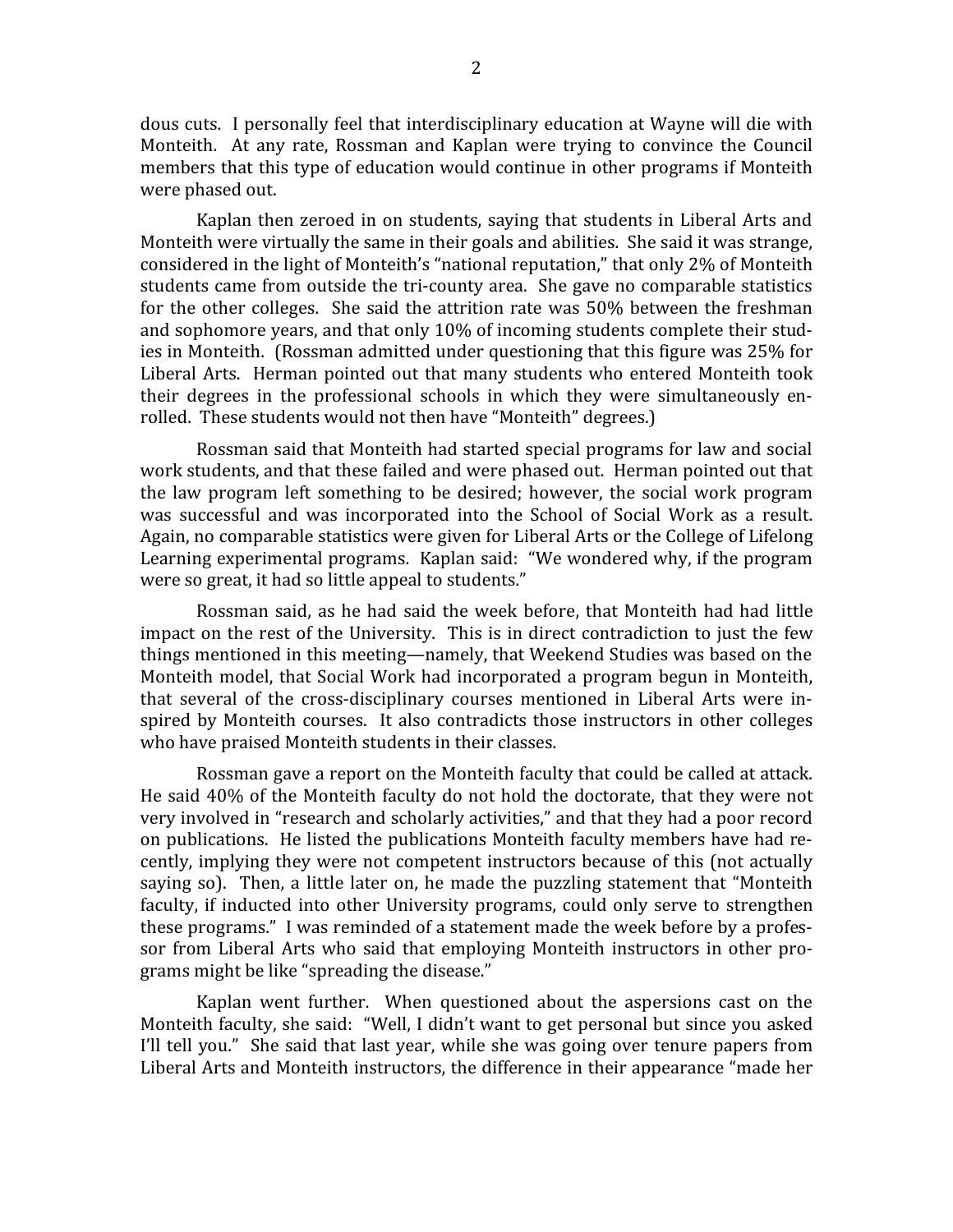dous cuts. I personally feel that interdisciplinary education at Wayne will die with Monteith. At any rate, Rossman and Kaplan were trying to convince the Council members that this type of education would continue in other programs if Monteith were phased out.

Kaplan then zeroed in on students, saying that students in Liberal Arts and Monteith were virtually the same in their goals and abilities. She said it was strange, considered in the light of Monteith's "national reputation," that only 2% of Monteith students came from outside the tri-county area. She gave no comparable statistics for the other colleges. She said the attrition rate was 50% between the freshman and sophomore years, and that only 10% of incoming students complete their studies in Monteith. (Rossman admitted under questioning that this figure was 25% for Liberal Arts. Herman pointed out that many students who entered Monteith took their degrees in the professional schools in which they were simultaneously enrolled. These students would not then have "Monteith" degrees.)

Rossman said that Monteith had started special programs for law and social work students, and that these failed and were phased out. Herman pointed out that the law program left something to be desired; however, the social work program was successful and was incorporated into the School of Social Work as a result. Again, no comparable statistics were given for Liberal Arts or the College of Lifelong Learning experimental programs. Kaplan said: "We wondered why, if the program were so great, it had so little appeal to students."

Rossman said, as he had said the week before, that Monteith had had little impact on the rest of the University. This is in direct contradiction to just the few things mentioned in this meeting—namely, that Weekend Studies was based on the Monteith model, that Social Work had incorporated a program begun in Monteith, that several of the cross-disciplinary courses mentioned in Liberal Arts were inspired by Monteith courses. It also contradicts those instructors in other colleges who have praised Monteith students in their classes.

Rossman gave a report on the Monteith faculty that could be called at attack. He said 40% of the Monteith faculty do not hold the doctorate, that they were not very involved in "research and scholarly activities," and that they had a poor record on publications. He listed the publications Monteith faculty members have had recently, implying they were not competent instructors because of this (not actually saying so). Then, a little later on, he made the puzzling statement that "Monteith faculty, if inducted into other University programs, could only serve to strengthen these programs." I was reminded of a statement made the week before by a professor from Liberal Arts who said that employing Monteith instructors in other programs might be like "spreading the disease."

Kaplan went further. When questioned about the aspersions cast on the Monteith faculty, she said: "Well, I didn't want to get personal but since you asked I'll tell you." She said that last year, while she was going over tenure papers from Liberal Arts and Monteith instructors, the difference in their appearance "made her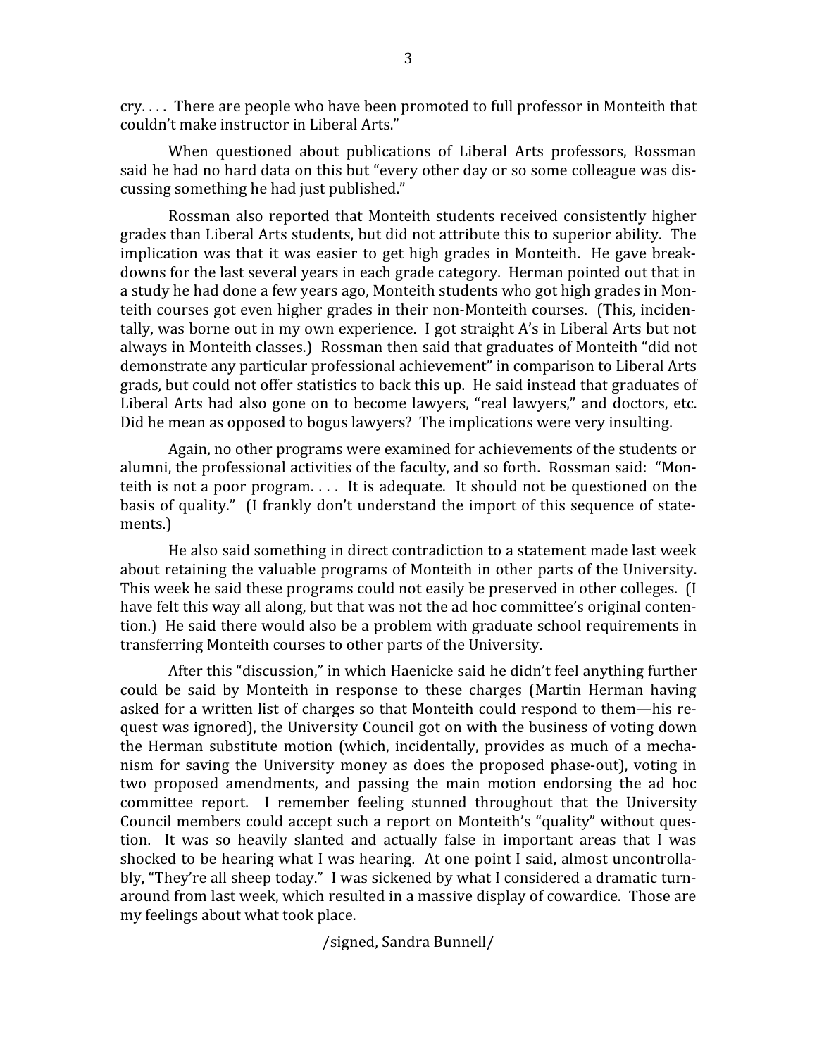cry. . . . There are people who have been promoted to full professor in Monteith that couldn't make instructor in Liberal Arts."

When questioned about publications of Liberal Arts professors, Rossman said he had no hard data on this but "every other day or so some colleague was discussing something he had just published."

Rossman also reported that Monteith students received consistently higher grades than Liberal Arts students, but did not attribute this to superior ability. The implication was that it was easier to get high grades in Monteith. He gave breakdowns for the last several years in each grade category. Herman pointed out that in a study he had done a few years ago, Monteith students who got high grades in Monteith courses got even higher grades in their non-Monteith courses. (This, incidentally, was borne out in my own experience. I got straight A's in Liberal Arts but not always in Monteith classes.) Rossman then said that graduates of Monteith "did not demonstrate any particular professional achievement" in comparison to Liberal Arts grads, but could not offer statistics to back this up. He said instead that graduates of Liberal Arts had also gone on to become lawyers, "real lawyers," and doctors, etc. Did he mean as opposed to bogus lawyers? The implications were very insulting.

Again, no other programs were examined for achievements of the students or alumni, the professional activities of the faculty, and so forth. Rossman said: "Monteith is not a poor program. . . . It is adequate. It should not be questioned on the basis of quality." (I frankly don't understand the import of this sequence of statements.)

He also said something in direct contradiction to a statement made last week about retaining the valuable programs of Monteith in other parts of the University. This week he said these programs could not easily be preserved in other colleges. (I have felt this way all along, but that was not the ad hoc committee's original contention.) He said there would also be a problem with graduate school requirements in transferring Monteith courses to other parts of the University.

After this "discussion," in which Haenicke said he didn't feel anything further could be said by Monteith in response to these charges (Martin Herman having asked for a written list of charges so that Monteith could respond to them—his request was ignored), the University Council got on with the business of voting down the Herman substitute motion (which, incidentally, provides as much of a mechanism for saving the University money as does the proposed phase-out), voting in two proposed amendments, and passing the main motion endorsing the ad hoc committee report. I remember feeling stunned throughout that the University Council members could accept such a report on Monteith's "quality" without question. It was so heavily slanted and actually false in important areas that I was shocked to be hearing what I was hearing. At one point I said, almost uncontrollably, "They're all sheep today." I was sickened by what I considered a dramatic turnaround from last week, which resulted in a massive display of cowardice. Those are my feelings about what took place.

/signed, Sandra Bunnell/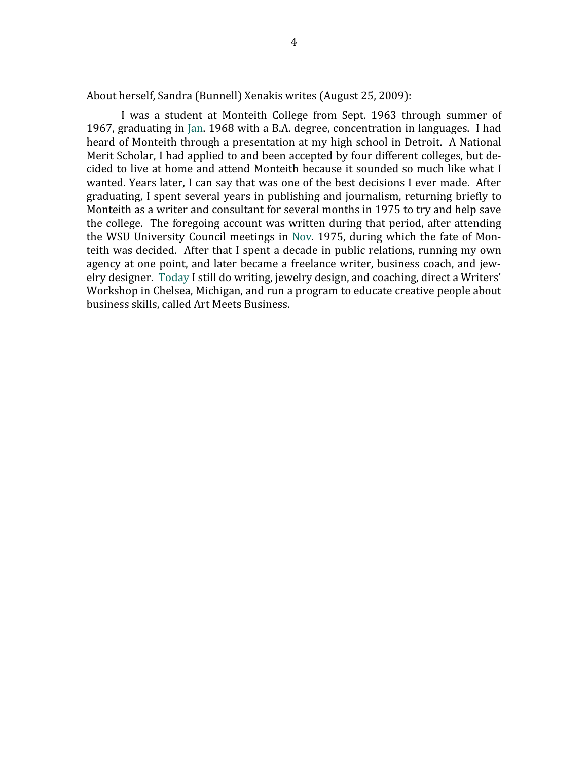About herself, Sandra (Bunnell) Xenakis writes (August 25, 2009):

I was a student at Monteith College from Sept. 1963 through summer of 1967, graduating in Jan. 1968 with a B.A. degree, concentration in languages. I had heard of Monteith through a presentation at my high school in Detroit. A National Merit Scholar, I had applied to and been accepted by four different colleges, but decided to live at home and attend Monteith because it sounded so much like what I wanted. Years later, I can say that was one of the best decisions I ever made. After graduating, I spent several years in publishing and journalism, returning briefly to Monteith as a writer and consultant for several months in 1975 to try and help save the college. The foregoing account was written during that period, after attending the WSU University Council meetings in Nov. 1975, during which the fate of Monteith was decided. After that I spent a decade in public relations, running my own agency at one point, and later became a freelance writer, business coach, and jewelry designer. Today I still do writing, jewelry design, and coaching, direct a Writers' Workshop in Chelsea, Michigan, and run a program to educate creative people about business skills, called Art Meets Business.